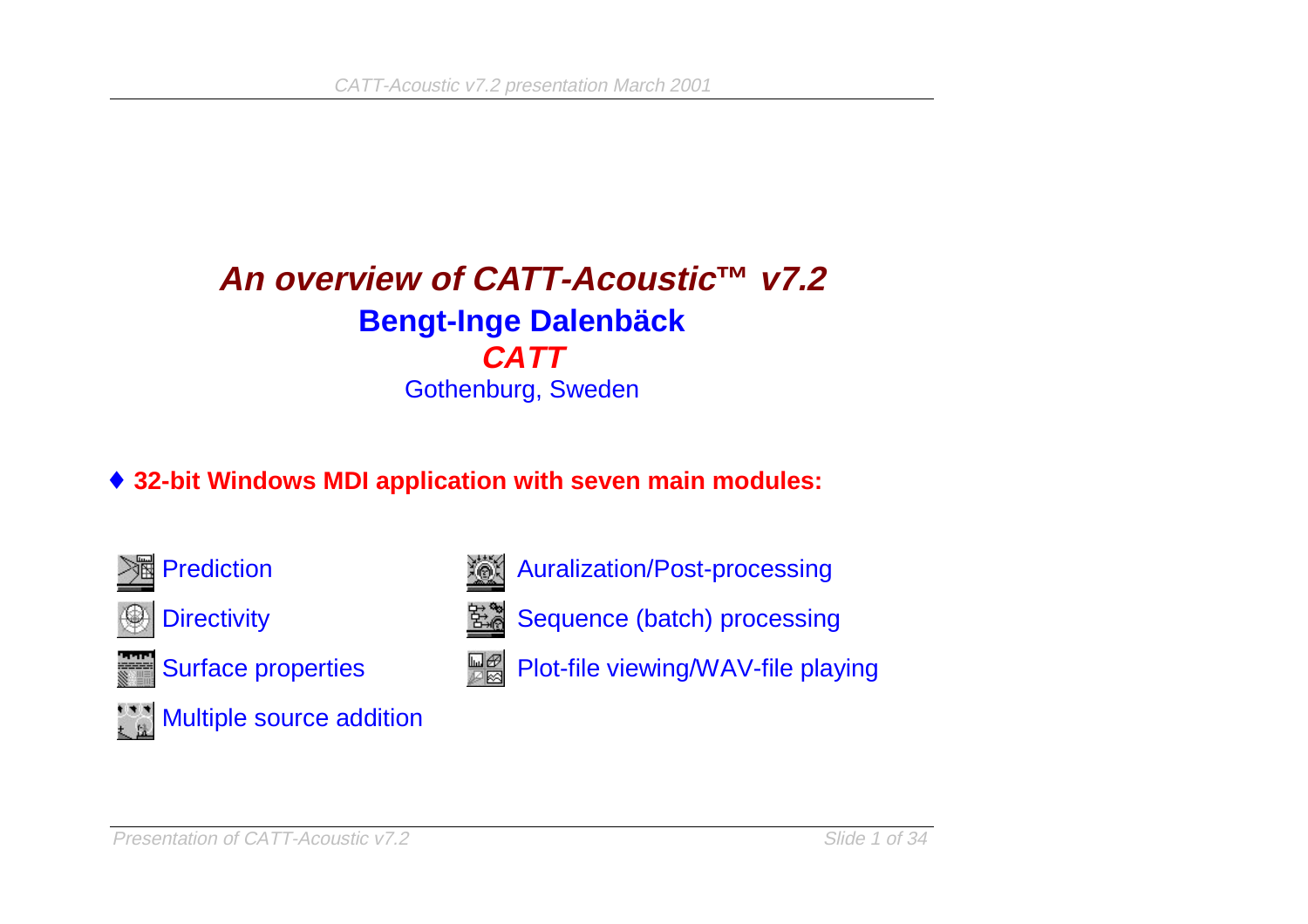# *An overview of CATT-Acoustic™ v7.2*

**Bengt-Inge Dalenbäck**

***CATT***

Gothenburg, Sweden

♦ **32-bit Windows MDI application with seven main modules:**

- Prediction
- Directivity
- Surface properties
- Multiple source addition
- Auralization/Post-processing
- Sequence (batch) processing
- Plot-file viewing/WAV-file playing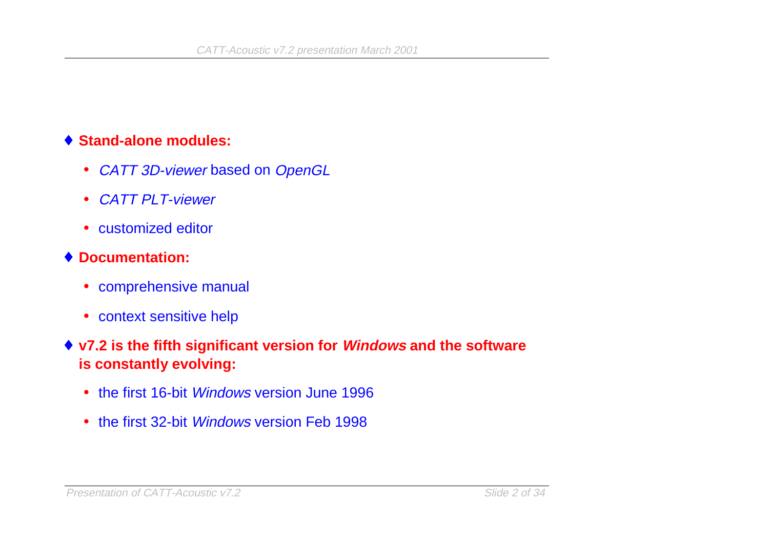- **Stand-alone modules:**
  - *CATT 3D-viewer* based on *OpenGL*
  - *CATT PLT-viewer*
  - customized editor
- **Documentation:**
  - comprehensive manual
  - context sensitive help
- **v7.2 is the fifth significant version for *Windows* and the software is constantly evolving:**
  - the first 16-bit *Windows* version June 1996
  - the first 32-bit *Windows* version Feb 1998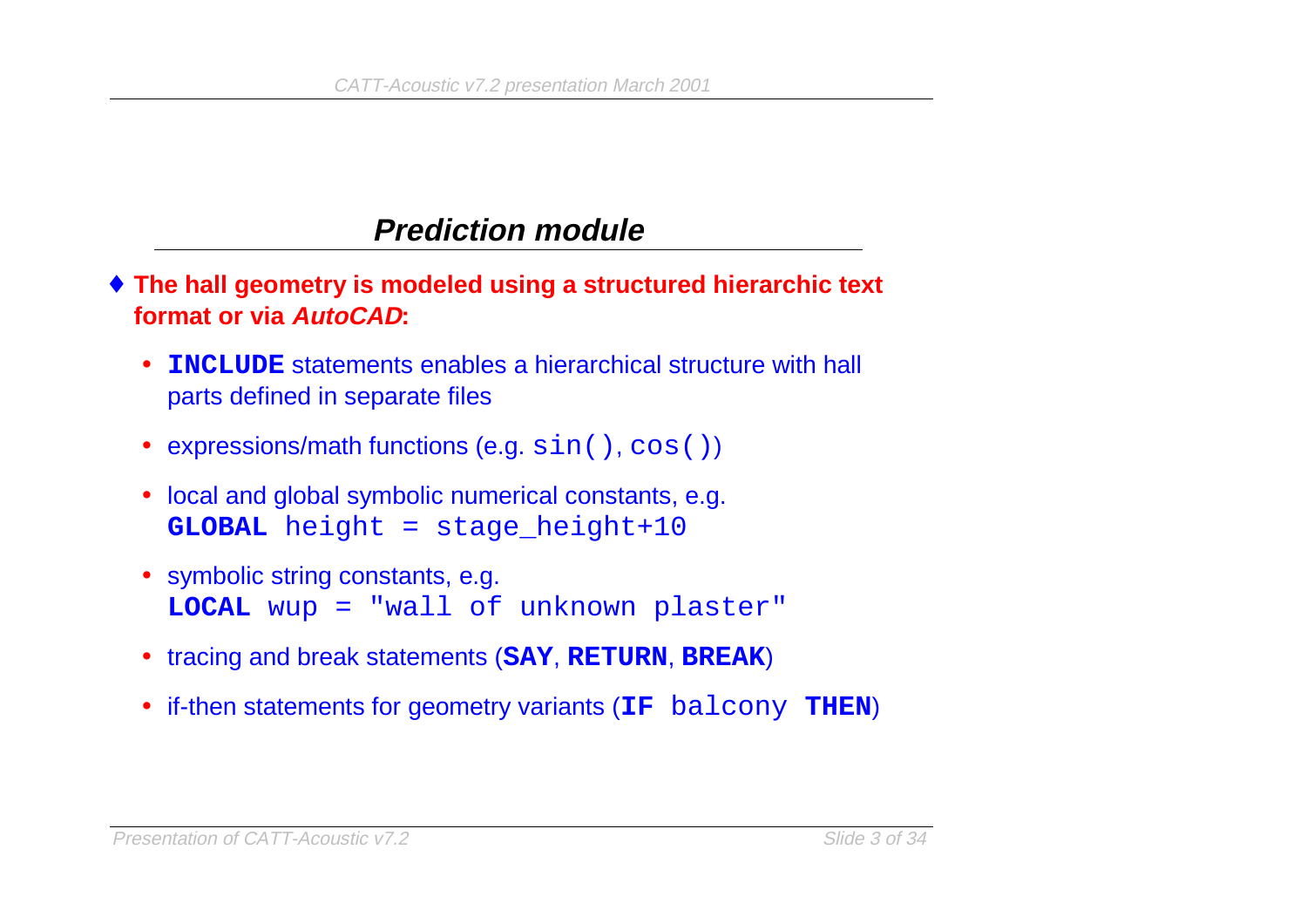## ***Prediction module***

- **The hall geometry is modeled using a structured hierarchic text format or via *AutoCAD*:**
  - **`INCLUDE`** statements enables a hierarchical structure with hall parts defined in separate files
  - expressions/math functions (e.g. `sin()`, `cos()`)
  - local and global symbolic numerical constants, e.g.
    **`GLOBAL`** `height = stage_height+10`
  - symbolic string constants, e.g.
    **`LOCAL`** `wup = "wall of unknown plaster"`
  - tracing and break statements (**`SAY`**, **`RETURN`**, **`BREAK`**)
  - if-then statements for geometry variants (**`IF`** `balcony` **`THEN`**)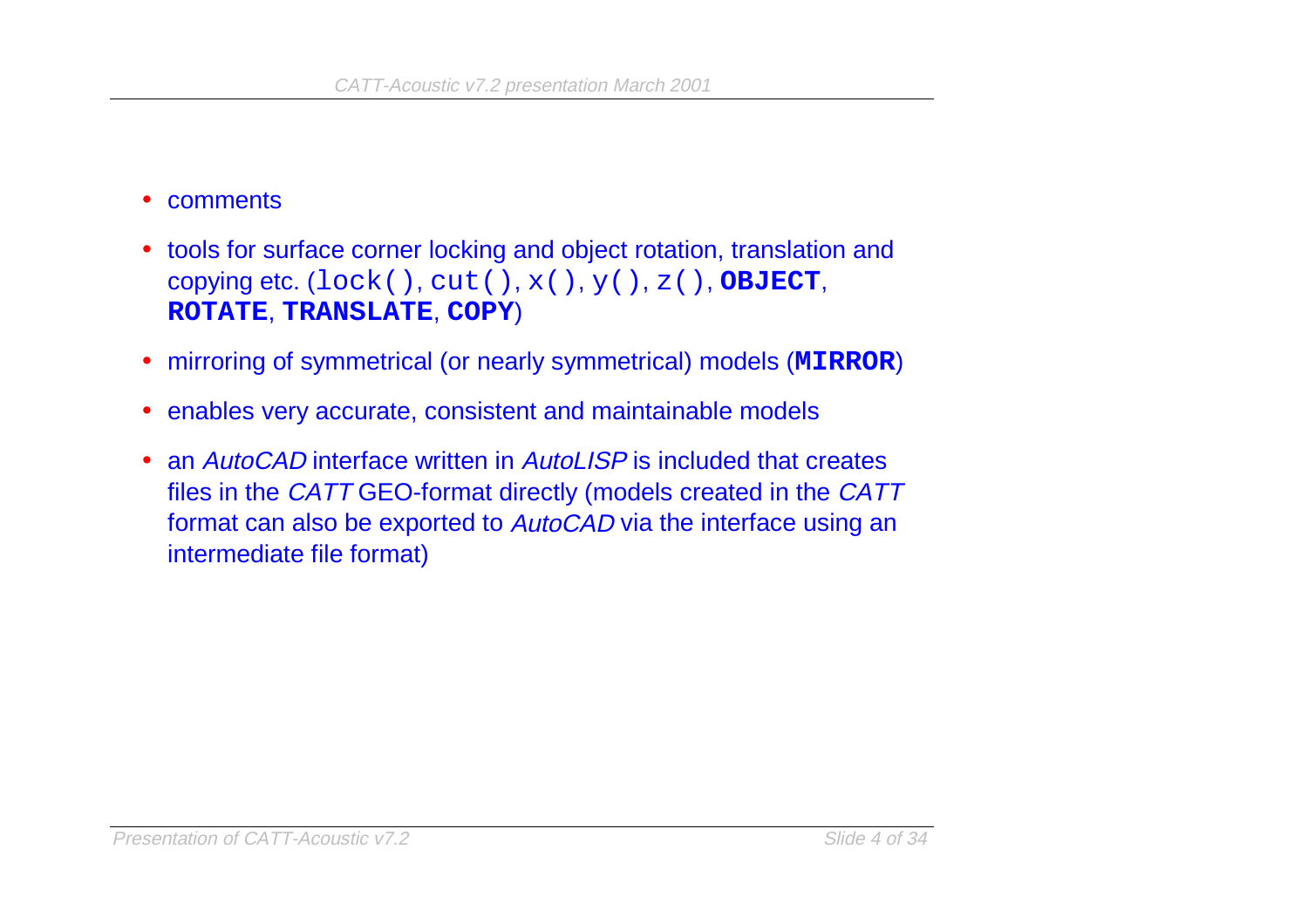- comments
- tools for surface corner locking and object rotation, translation and copying etc. (`lock()`, `cut()`, `x()`, `y()`, `z()`, **`OBJECT`**, **`ROTATE`**, **`TRANSLATE`**, **`COPY`**)
- mirroring of symmetrical (or nearly symmetrical) models (**`MIRROR`**)
- enables very accurate, consistent and maintainable models
- an *AutoCAD* interface written in *AutoLISP* is included that creates files in the *CATT* GEO-format directly (models created in the *CATT* format can also be exported to *AutoCAD* via the interface using an intermediate file format)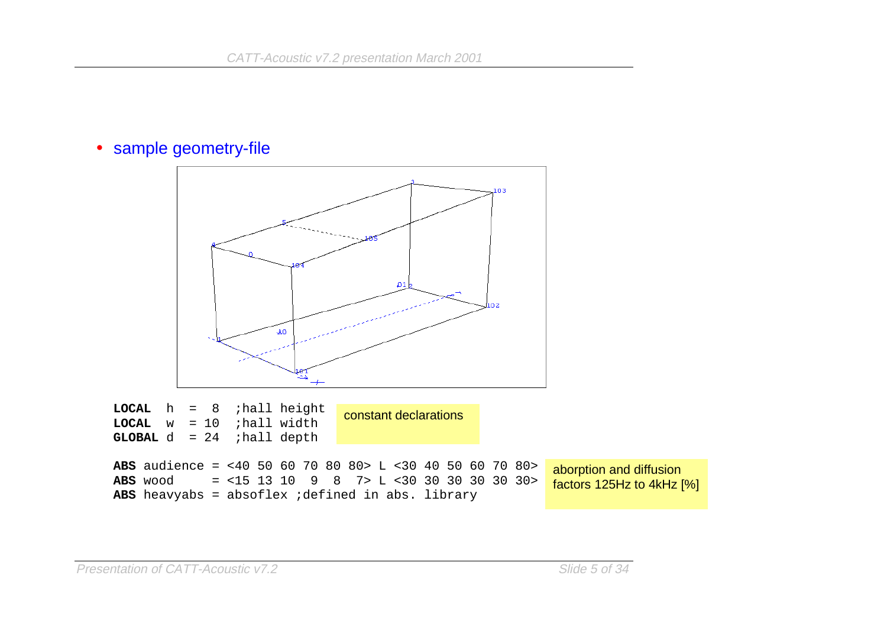- sample geometry-file

```
LOCAL  h  =  8  ;hall height
LOCAL  w  = 10  ;hall width
GLOBAL d  = 24  ;hall depth
```

constant declarations

```
ABS audience = <40 50 60 70 80 80> L <30 40 50 60 70 80>
ABS wood     = <15 13 10  9  8  7> L <30 30 30 30 30 30>
ABS heavyabs = absoflex ;defined in abs. library
```

aborption and diffusion factors 125Hz to 4kHz [%]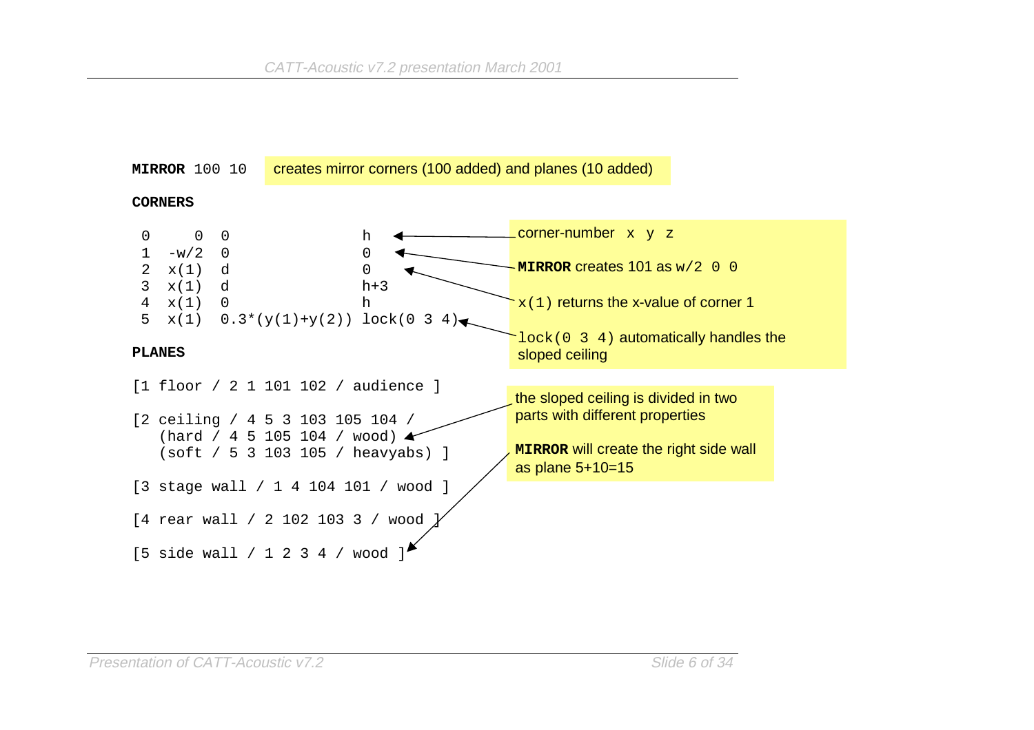```
MIRROR 100 10

CORNERS

 0     0  0               h
 1  -w/2  0               0
 2  x(1)  d               0
 3  x(1)  d               h+3
 4  x(1)  0               h
 5  x(1)  0.3*(y(1)+y(2)) lock(0 3 4)

PLANES

[1 floor / 2 1 101 102 / audience ]

[2 ceiling / 4 5 3 103 105 104 /
   (hard / 4 5 105 104 / wood)
   (soft / 5 3 103 105 / heavyabs) ]

[3 stage wall / 1 4 104 101 / wood ]

[4 rear wall / 2 102 103 3 / wood ]

[5 side wall / 1 2 3 4 / wood ]
```

- `MIRROR 100 10`: creates mirror corners (100 added) and planes (10 added)
- corner-number `x y z`
- **MIRROR** creates 101 as `w/2 0 0`
- `x(1)` returns the x-value of corner 1
- `lock(0 3 4)` automatically handles the sloped ceiling
- the sloped ceiling is divided in two parts with different properties
- **MIRROR** will create the right side wall as plane 5+10=15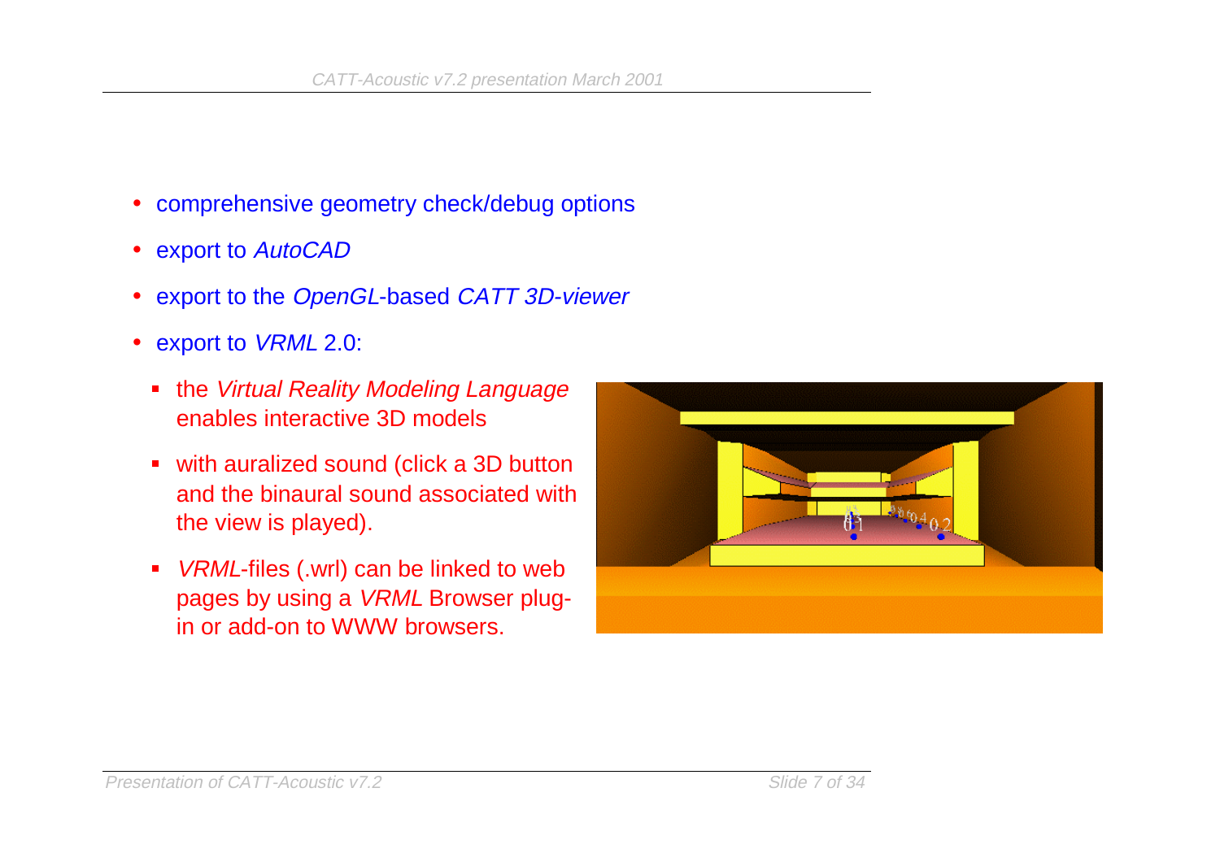- comprehensive geometry check/debug options
- export to *AutoCAD*
- export to the *OpenGL*-based *CATT 3D-viewer*
- export to *VRML* 2.0:
  - the *Virtual Reality Modeling Language* enables interactive 3D models
  - with auralized sound (click a 3D button and the binaural sound associated with the view is played).
  - *VRML*-files (.wrl) can be linked to web pages by using a *VRML* Browser plug-in or add-on to WWW browsers.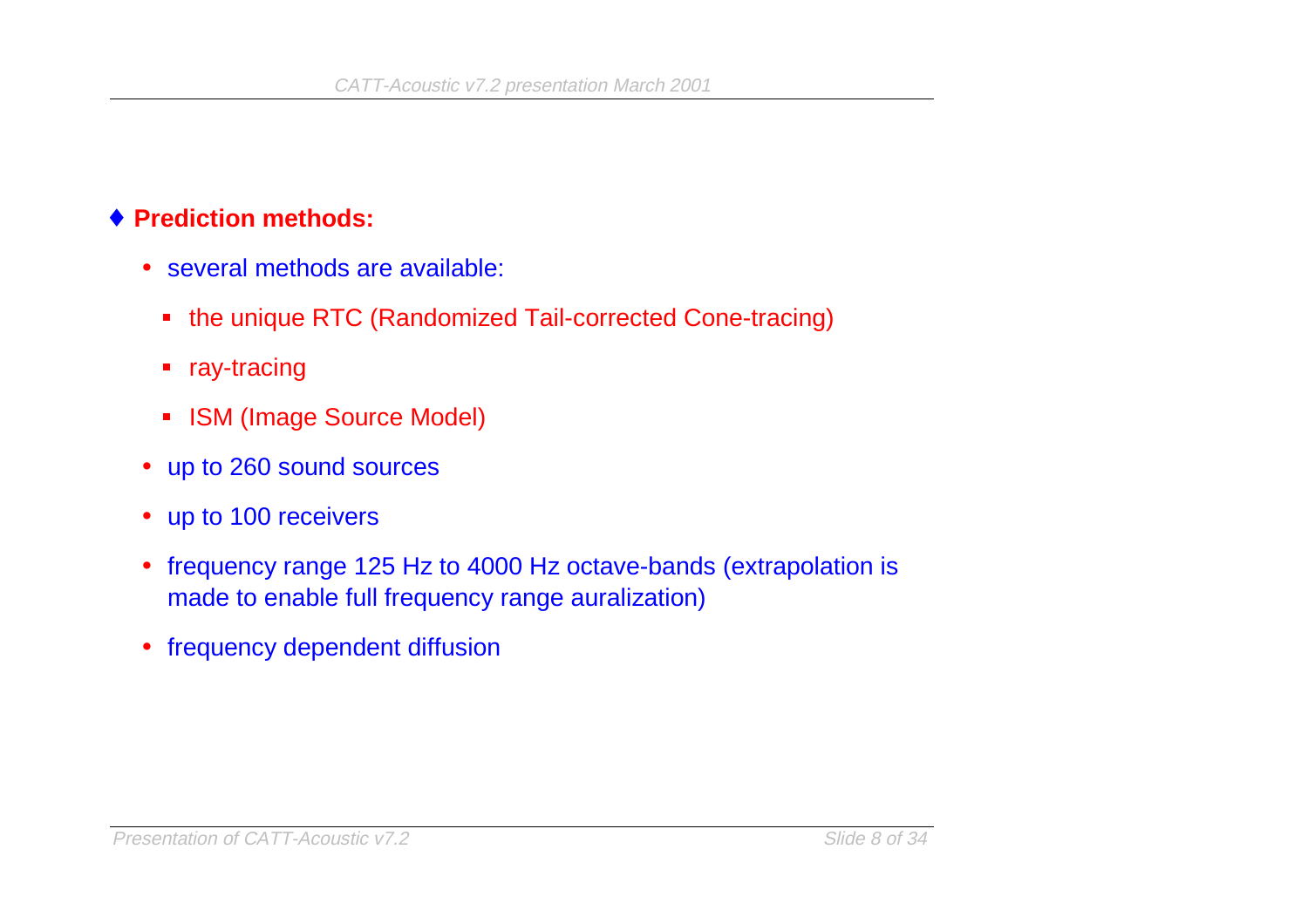## ♦ Prediction methods:

- several methods are available:
  - the unique RTC (Randomized Tail-corrected Cone-tracing)
  - ray-tracing
  - ISM (Image Source Model)
- up to 260 sound sources
- up to 100 receivers
- frequency range 125 Hz to 4000 Hz octave-bands (extrapolation is made to enable full frequency range auralization)
- frequency dependent diffusion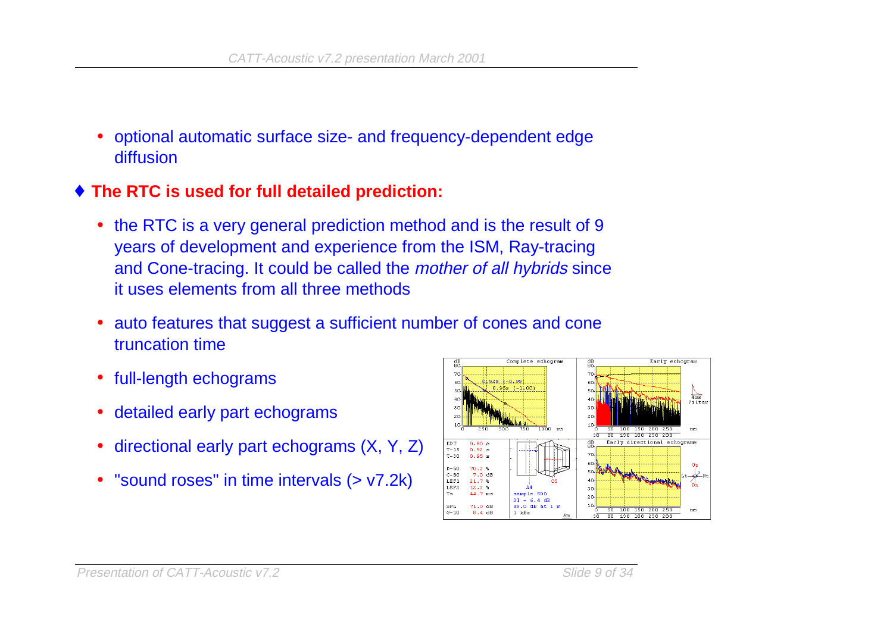- optional automatic surface size- and frequency-dependent edge diffusion

♦ **The RTC is used for full detailed prediction:**

- the RTC is a very general prediction method and is the result of 9 years of development and experience from the ISM, Ray-tracing and Cone-tracing. It could be called the *mother of all hybrids* since it uses elements from all three methods
- auto features that suggest a sufficient number of cones and cone truncation time
- full-length echograms
- detailed early part echograms
- directional early part echograms (X, Y, Z)
- "sound roses" in time intervals (> v7.2k)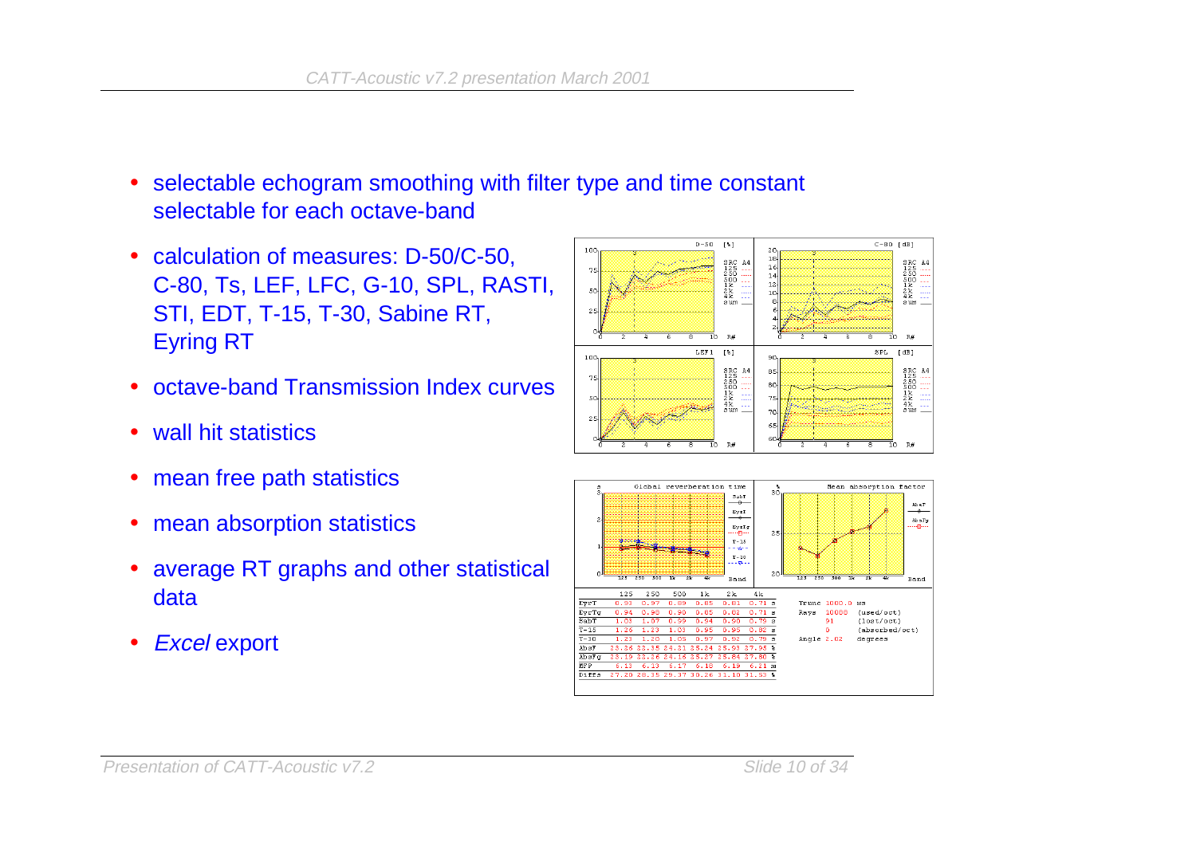- selectable echogram smoothing with filter type and time constant selectable for each octave-band
- calculation of measures: D-50/C-50, C-80, Ts, LEF, LFC, G-10, SPL, RASTI, STI, EDT, T-15, T-30, Sabine RT, Eyring RT
- octave-band Transmission Index curves
- wall hit statistics
- mean free path statistics
- mean absorption statistics
- average RT graphs and other statistical data
- *Excel* export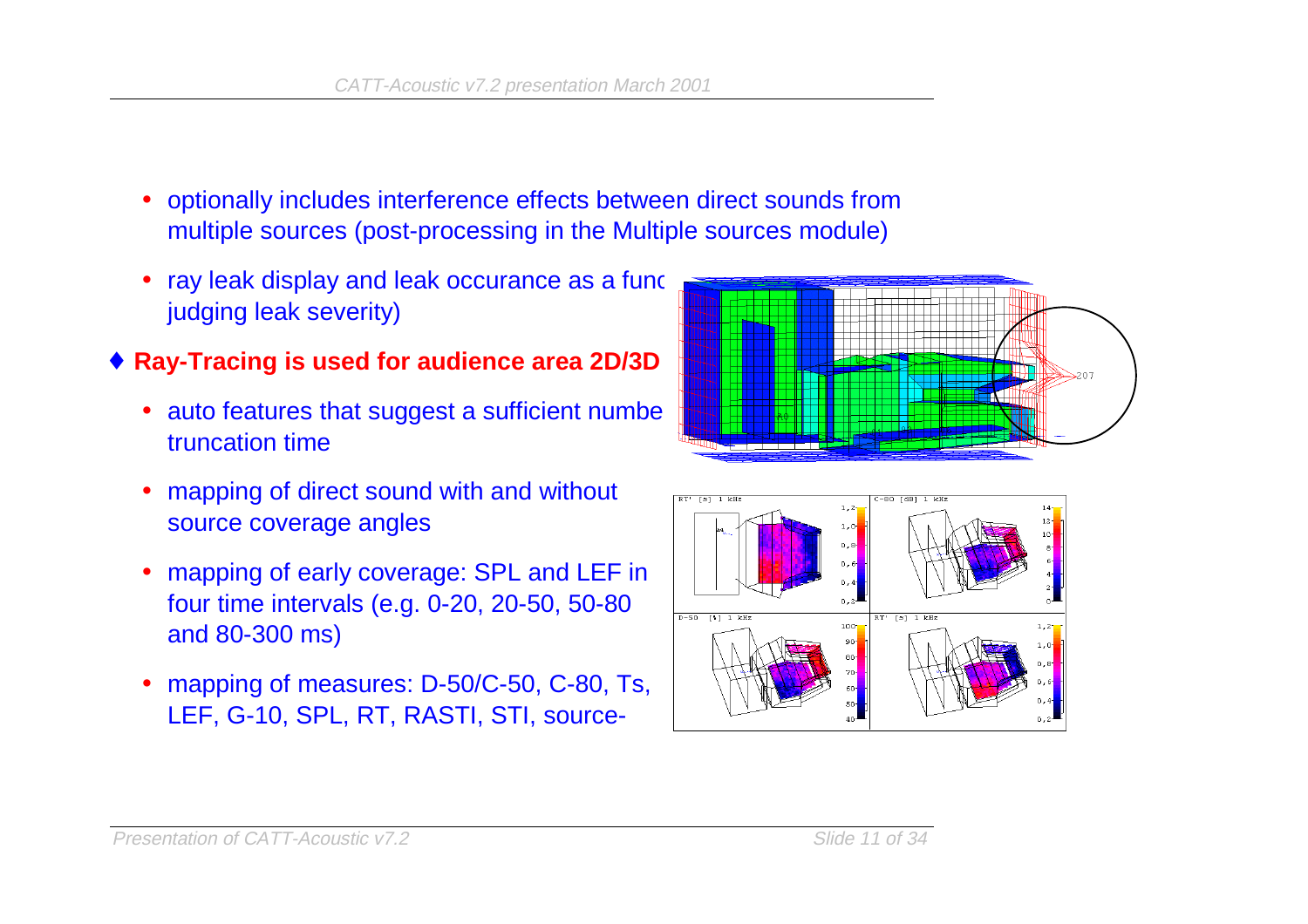- optionally includes interference effects between direct sounds from multiple sources (post-processing in the Multiple sources module)
- ray leak display and leak occurance as a func judging leak severity)

♦ **Ray-Tracing is used for audience area 2D/3D**

- auto features that suggest a sufficient numbe truncation time
- mapping of direct sound with and without source coverage angles
- mapping of early coverage: SPL and LEF in four time intervals (e.g. 0-20, 20-50, 50-80 and 80-300 ms)
- mapping of measures: D-50/C-50, C-80, Ts, LEF, G-10, SPL, RT, RASTI, STI, source-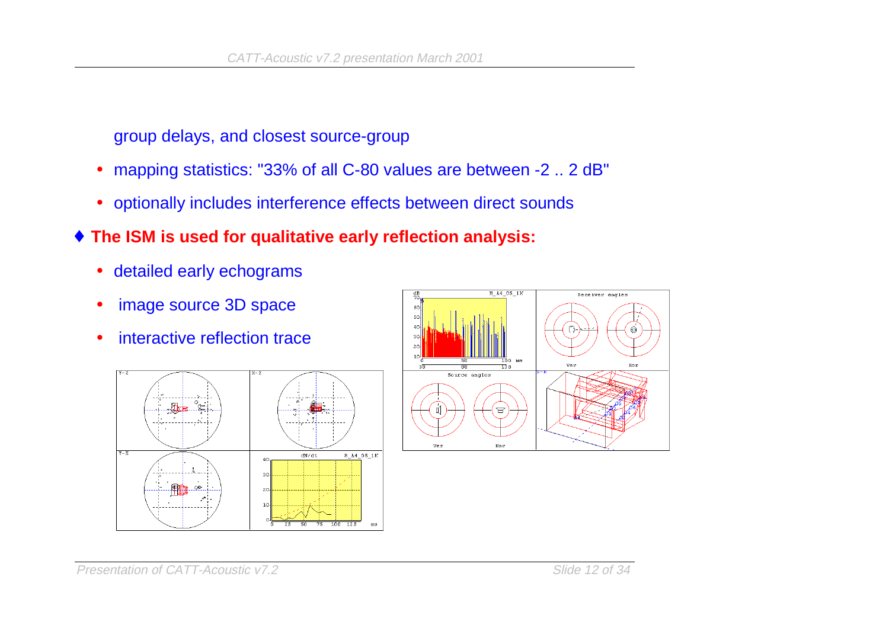group delays, and closest source-group

- mapping statistics: "33% of all C-80 values are between -2 .. 2 dB"
- optionally includes interference effects between direct sounds

♦ **The ISM is used for qualitative early reflection analysis:**

- detailed early echograms
- image source 3D space
- interactive reflection trace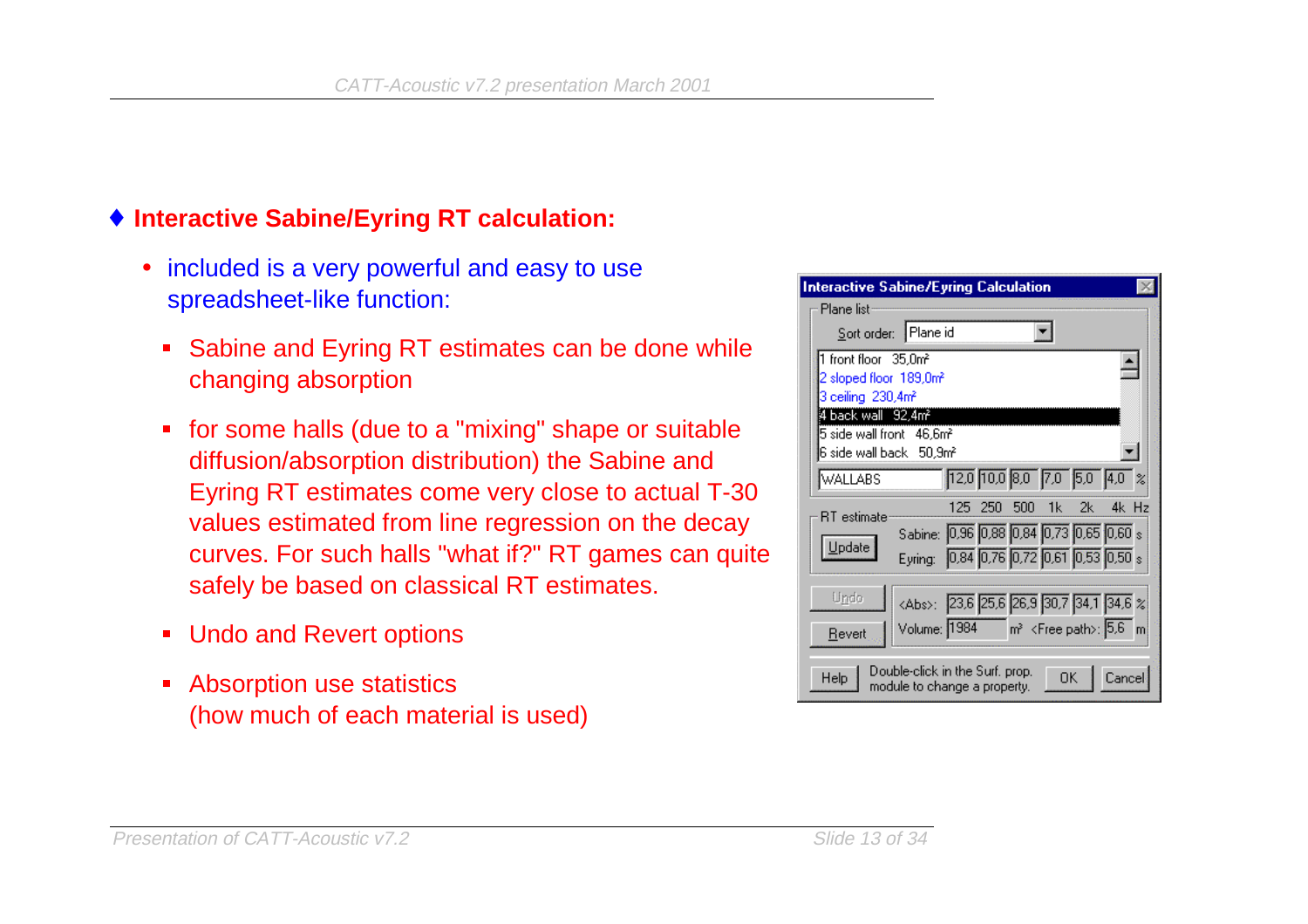## ♦ Interactive Sabine/Eyring RT calculation:

- included is a very powerful and easy to use spreadsheet-like function:
  - Sabine and Eyring RT estimates can be done while changing absorption
  - for some halls (due to a "mixing" shape or suitable diffusion/absorption distribution) the Sabine and Eyring RT estimates come very close to actual T-30 values estimated from line regression on the decay curves. For such halls "what if?" RT games can quite safely be based on classical RT estimates.
  - Undo and Revert options
  - Absorption use statistics (how much of each material is used)

**Interactive Sabine/Eyring Calculation**

Plane list

Sort order: Plane id

- 1 front floor 35,0m²
- 2 sloped floor 189,0m²
- 3 ceiling 230,4m²
- 4 back wall 92,4m²
- 5 side wall front 46,6m²
- 6 side wall back 50,9m²

| | 125 | 250 | 500 | 1k | 2k | 4k | Hz |
|---|---|---|---|---|---|---|---|
| WALLABS | 12,0 | 10,0 | 8,0 | 7,0 | 5,0 | 4,0 | % |
| RT estimate – Sabine: | 0,96 | 0,88 | 0,84 | 0,73 | 0,65 | 0,60 | s |
| Eyring: | 0,84 | 0,76 | 0,72 | 0,61 | 0,53 | 0,50 | s |
| <Abs>: | 23,6 | 25,6 | 26,9 | 30,7 | 34,1 | 34,6 | % |

Volume: 1984 m³ <Free path>: 5,6 m

Update | Undo | Revert | Help | OK | Cancel

Double-click in the Surf. prop. module to change a property.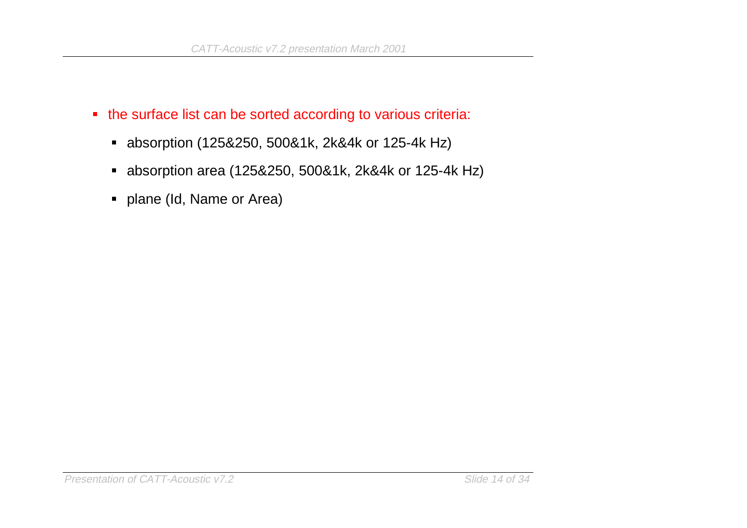- the surface list can be sorted according to various criteria:
  - absorption (125&250, 500&1k, 2k&4k or 125-4k Hz)
  - absorption area (125&250, 500&1k, 2k&4k or 125-4k Hz)
  - plane (Id, Name or Area)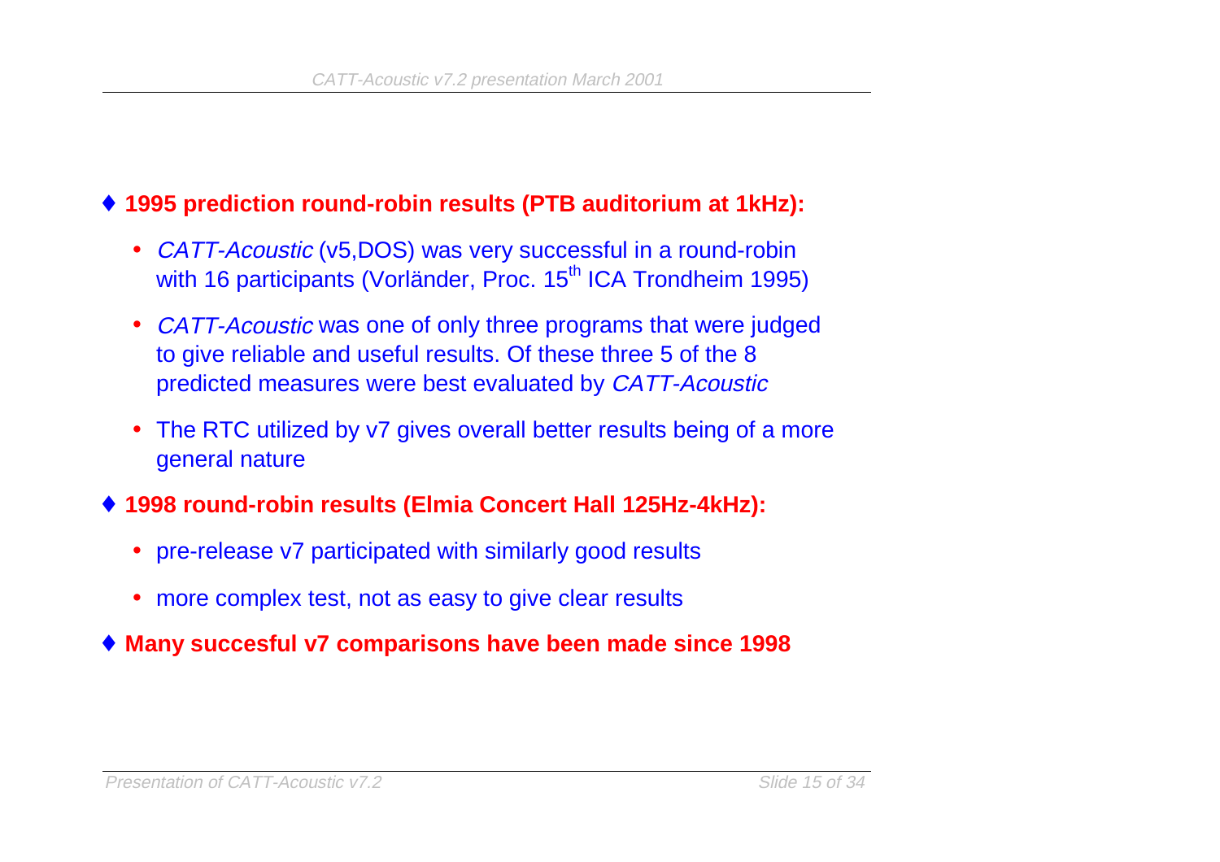- **1995 prediction round-robin results (PTB auditorium at 1kHz):**
  - *CATT-Acoustic* (v5,DOS) was very successful in a round-robin with 16 participants (Vorländer, Proc. 15th ICA Trondheim 1995)
  - *CATT-Acoustic* was one of only three programs that were judged to give reliable and useful results. Of these three 5 of the 8 predicted measures were best evaluated by *CATT-Acoustic*
  - The RTC utilized by v7 gives overall better results being of a more general nature
- **1998 round-robin results (Elmia Concert Hall 125Hz-4kHz):**
  - pre-release v7 participated with similarly good results
  - more complex test, not as easy to give clear results
- **Many succesful v7 comparisons have been made since 1998**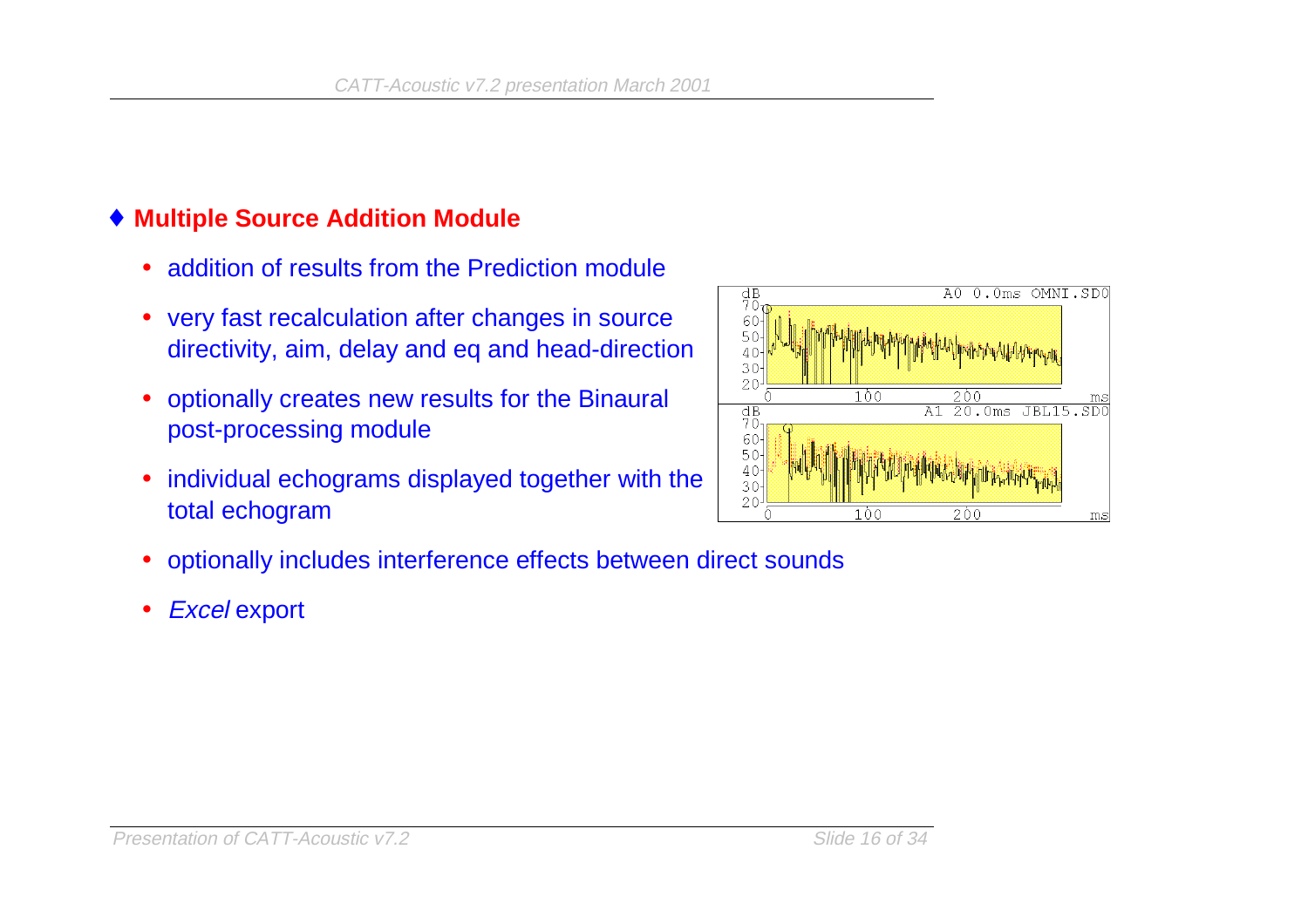## ♦ Multiple Source Addition Module

- addition of results from the Prediction module
- very fast recalculation after changes in source directivity, aim, delay and eq and head-direction
- optionally creates new results for the Binaural post-processing module
- individual echograms displayed together with the total echogram
- optionally includes interference effects between direct sounds
- *Excel* export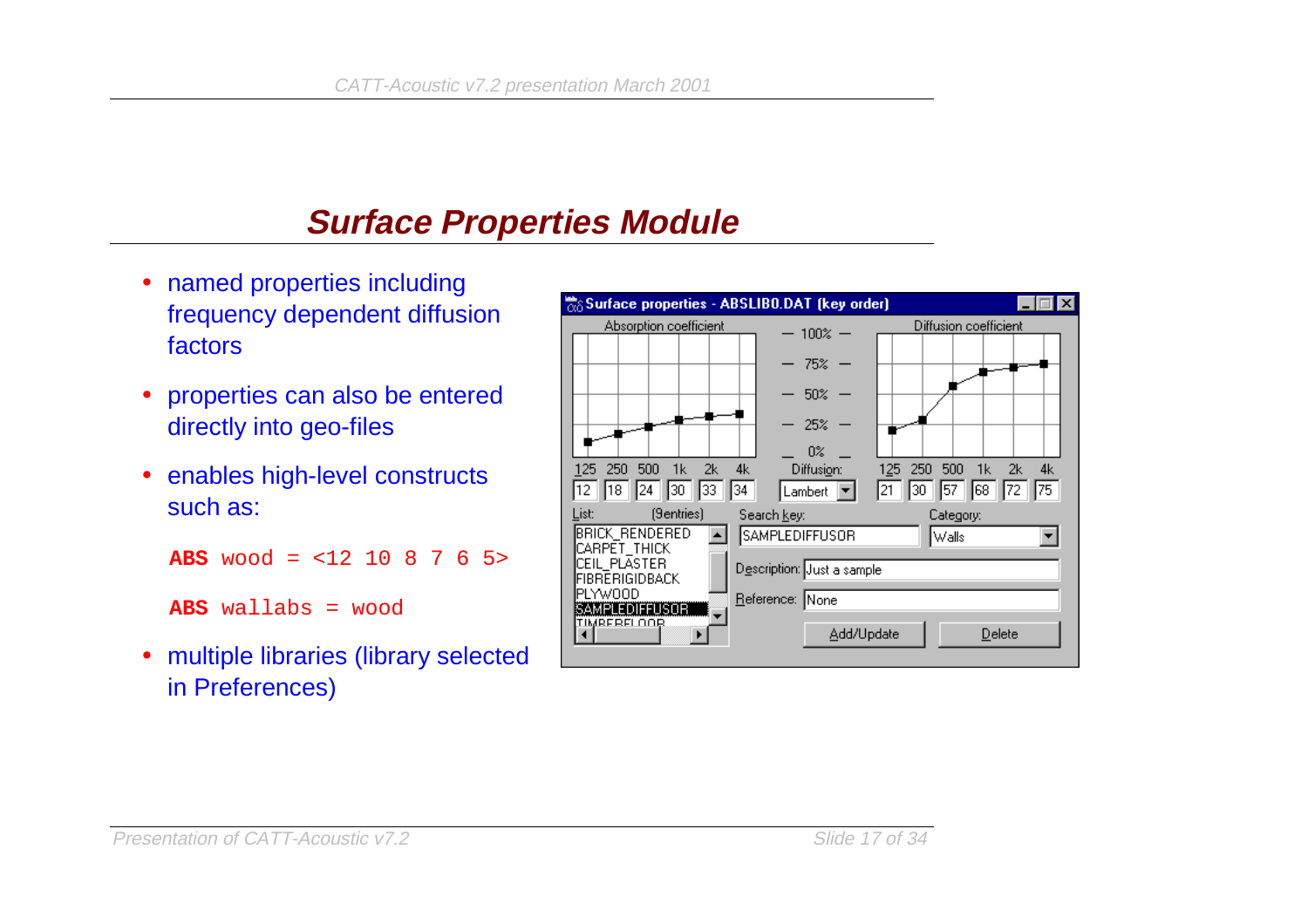# Surface Properties Module

- named properties including frequency dependent diffusion factors
- properties can also be entered directly into geo-files
- enables high-level constructs such as:

```
ABS wood = <12 10 8 7 6 5>

ABS wallabs = wood
```

- multiple libraries (library selected in Preferences)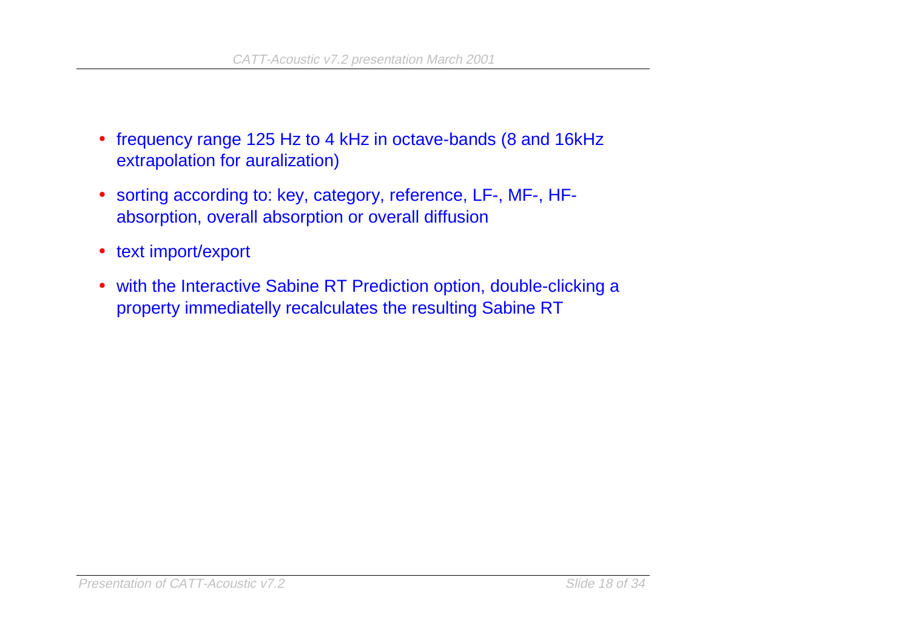- frequency range 125 Hz to 4 kHz in octave-bands (8 and 16kHz extrapolation for auralization)
- sorting according to: key, category, reference, LF-, MF-, HF-absorption, overall absorption or overall diffusion
- text import/export
- with the Interactive Sabine RT Prediction option, double-clicking a property immediatelly recalculates the resulting Sabine RT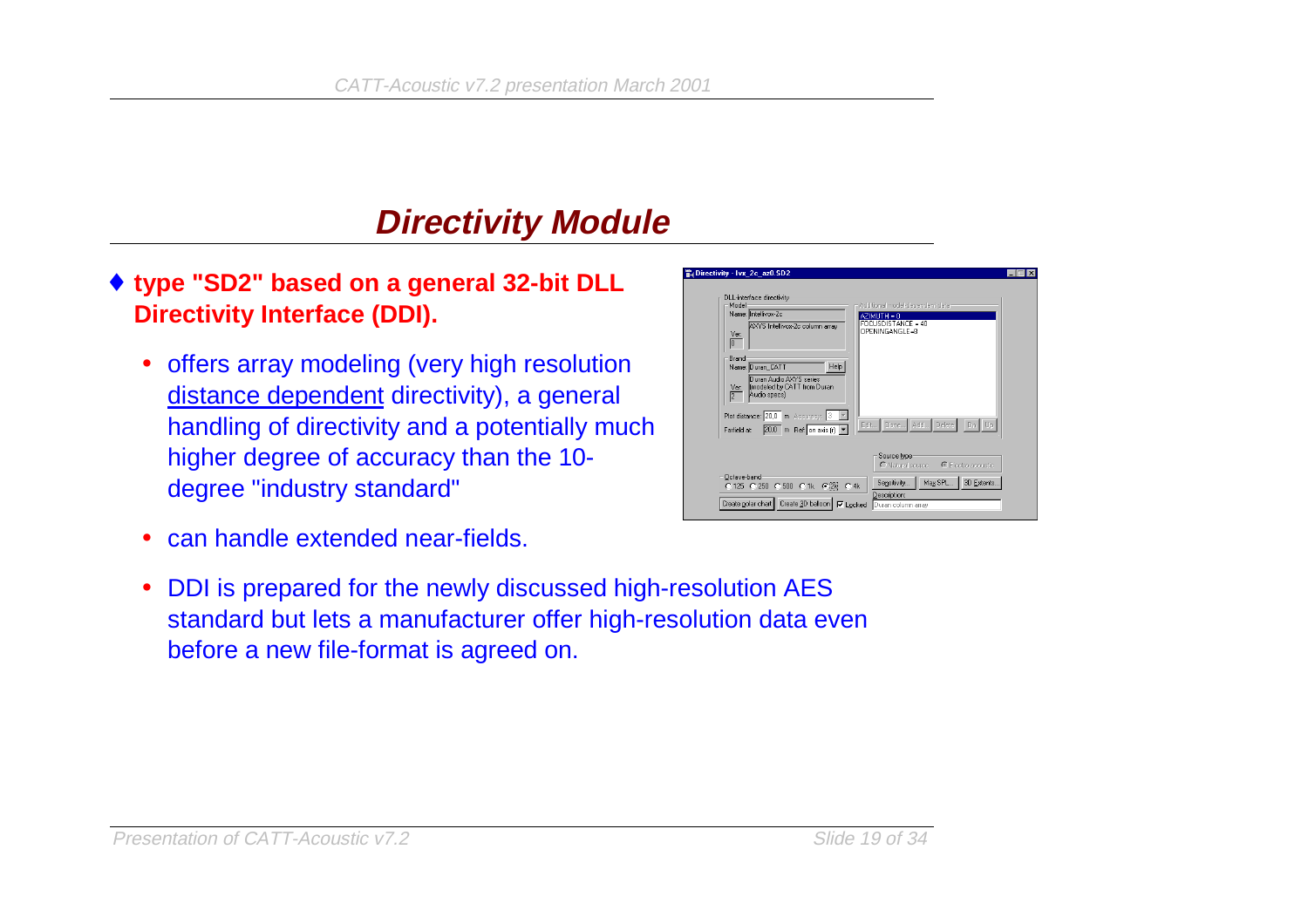# Directivity Module

- **type "SD2" based on a general 32-bit DLL Directivity Interface (DDI).**
  - offers array modeling (very high resolution distance dependent directivity), a general handling of directivity and a potentially much higher degree of accuracy than the 10-degree "industry standard"
  - can handle extended near-fields.
  - DDI is prepared for the newly discussed high-resolution AES standard but lets a manufacturer offer high-resolution data even before a new file-format is agreed on.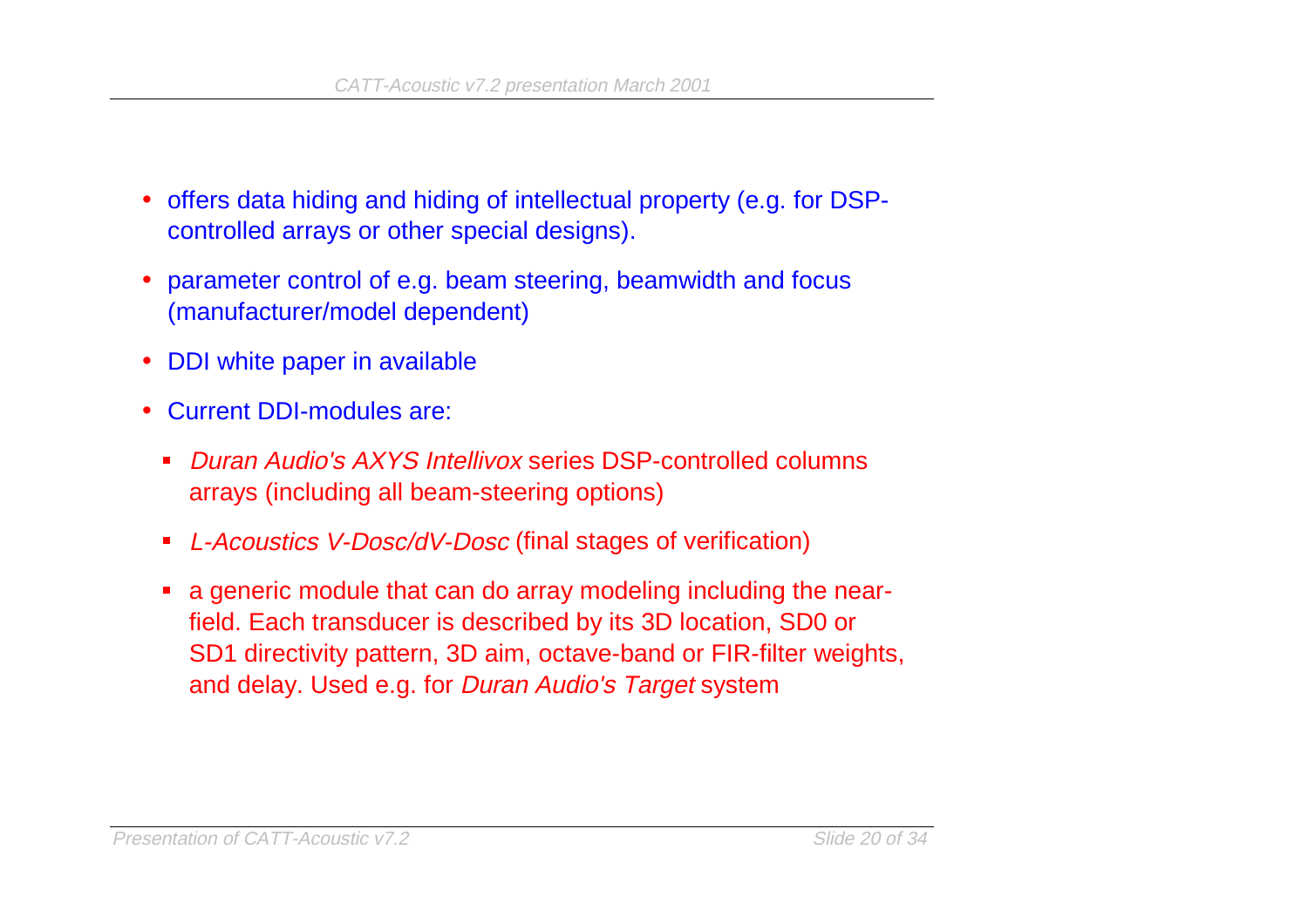- offers data hiding and hiding of intellectual property (e.g. for DSP-controlled arrays or other special designs).
- parameter control of e.g. beam steering, beamwidth and focus (manufacturer/model dependent)
- DDI white paper in available
- Current DDI-modules are:
  - *Duran Audio's AXYS Intellivox* series DSP-controlled columns arrays (including all beam-steering options)
  - *L-Acoustics V-Dosc/dV-Dosc* (final stages of verification)
  - a generic module that can do array modeling including the near-field. Each transducer is described by its 3D location, SD0 or SD1 directivity pattern, 3D aim, octave-band or FIR-filter weights, and delay. Used e.g. for *Duran Audio's Target* system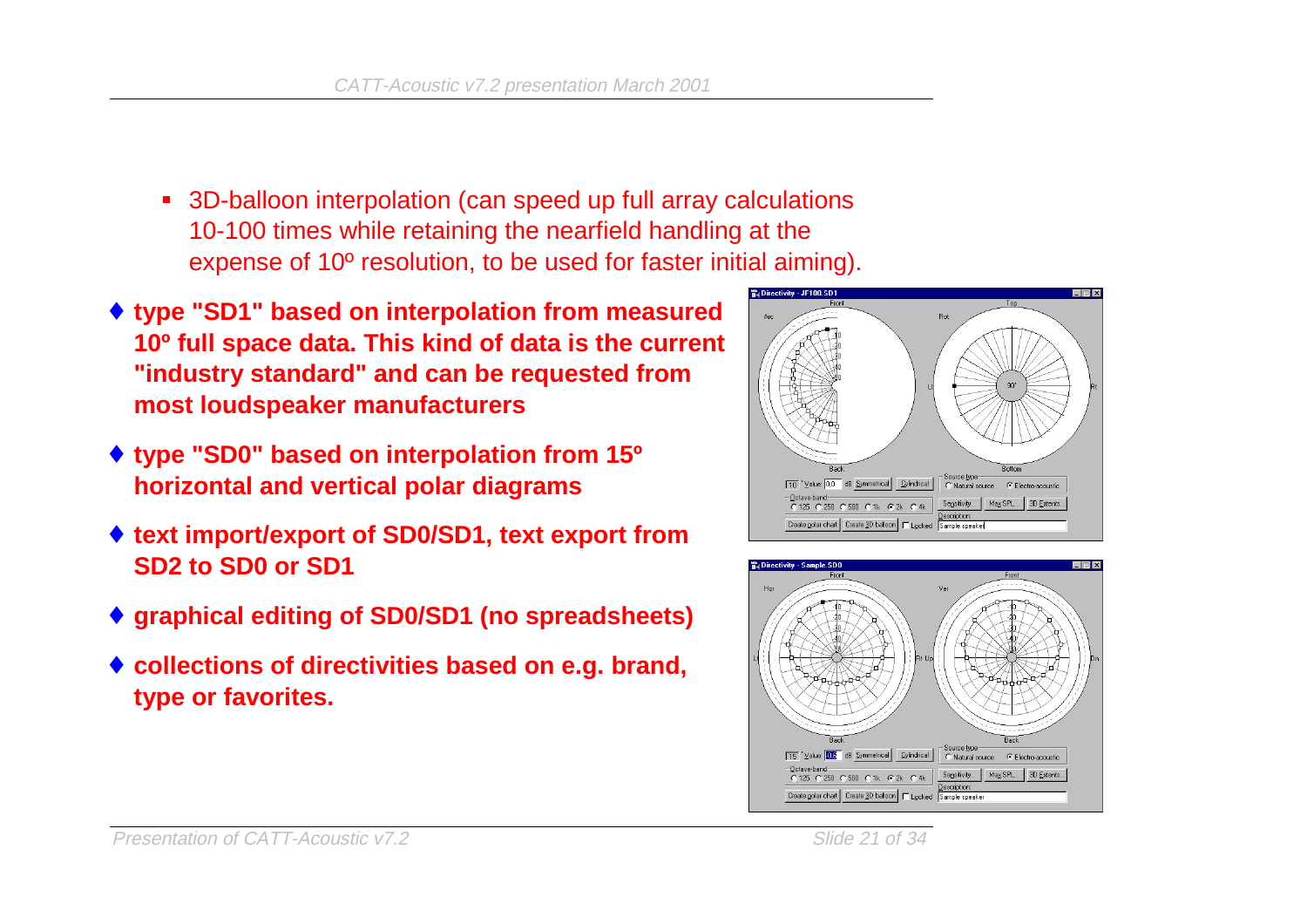- 3D-balloon interpolation (can speed up full array calculations 10-100 times while retaining the nearfield handling at the expense of 10º resolution, to be used for faster initial aiming).

- **type "SD1" based on interpolation from measured 10º full space data. This kind of data is the current "industry standard" and can be requested from most loudspeaker manufacturers**

- **type "SD0" based on interpolation from 15º horizontal and vertical polar diagrams**

- **text import/export of SD0/SD1, text export from SD2 to SD0 or SD1**

- **graphical editing of SD0/SD1 (no spreadsheets)**

- **collections of directivities based on e.g. brand, type or favorites.**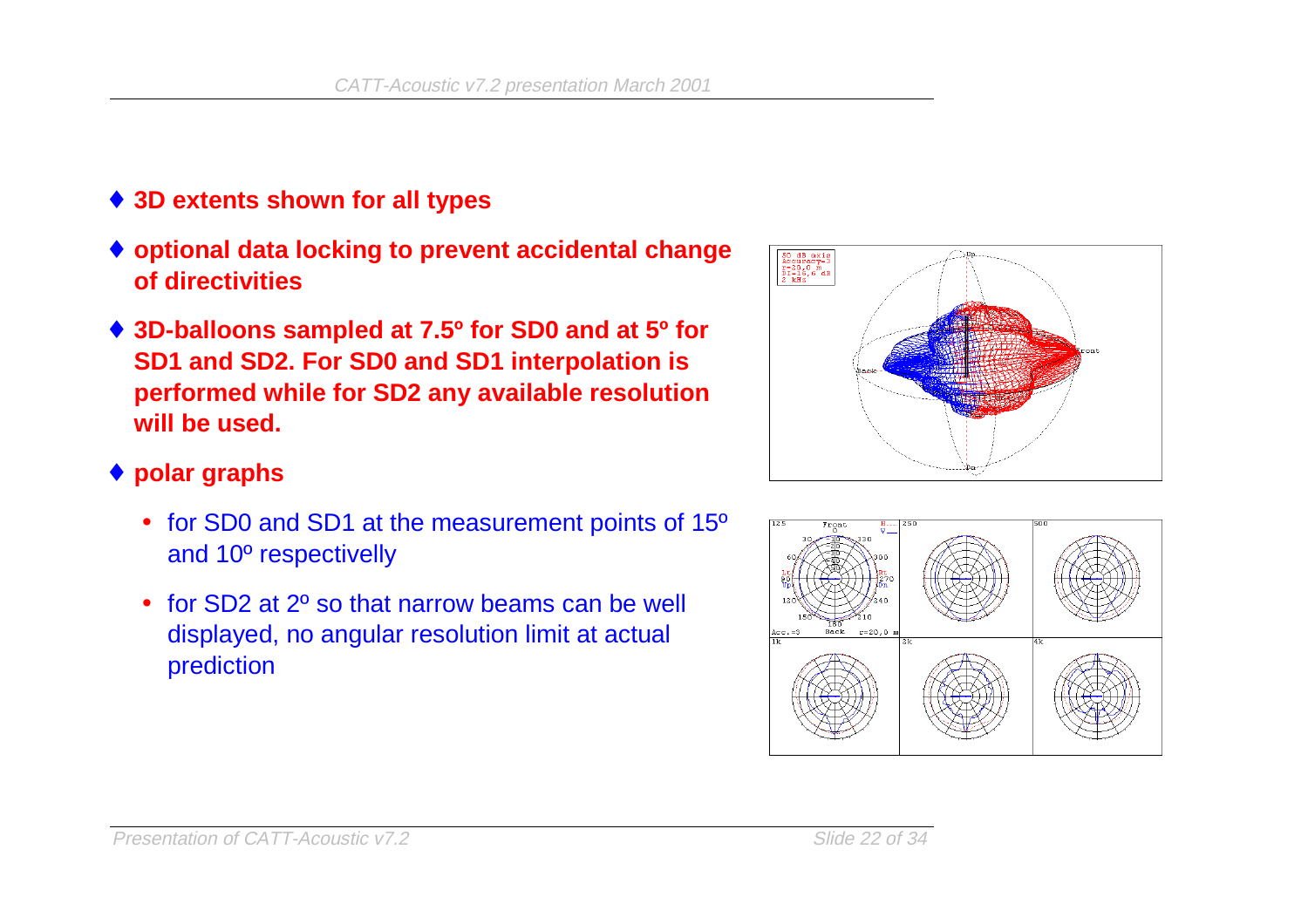- **3D extents shown for all types**
- **optional data locking to prevent accidental change of directivities**
- **3D-balloons sampled at 7.5º for SD0 and at 5º for SD1 and SD2. For SD0 and SD1 interpolation is performed while for SD2 any available resolution will be used.**
- **polar graphs**
  - for SD0 and SD1 at the measurement points of 15º and 10º respectivelly
  - for SD2 at 2º so that narrow beams can be well displayed, no angular resolution limit at actual prediction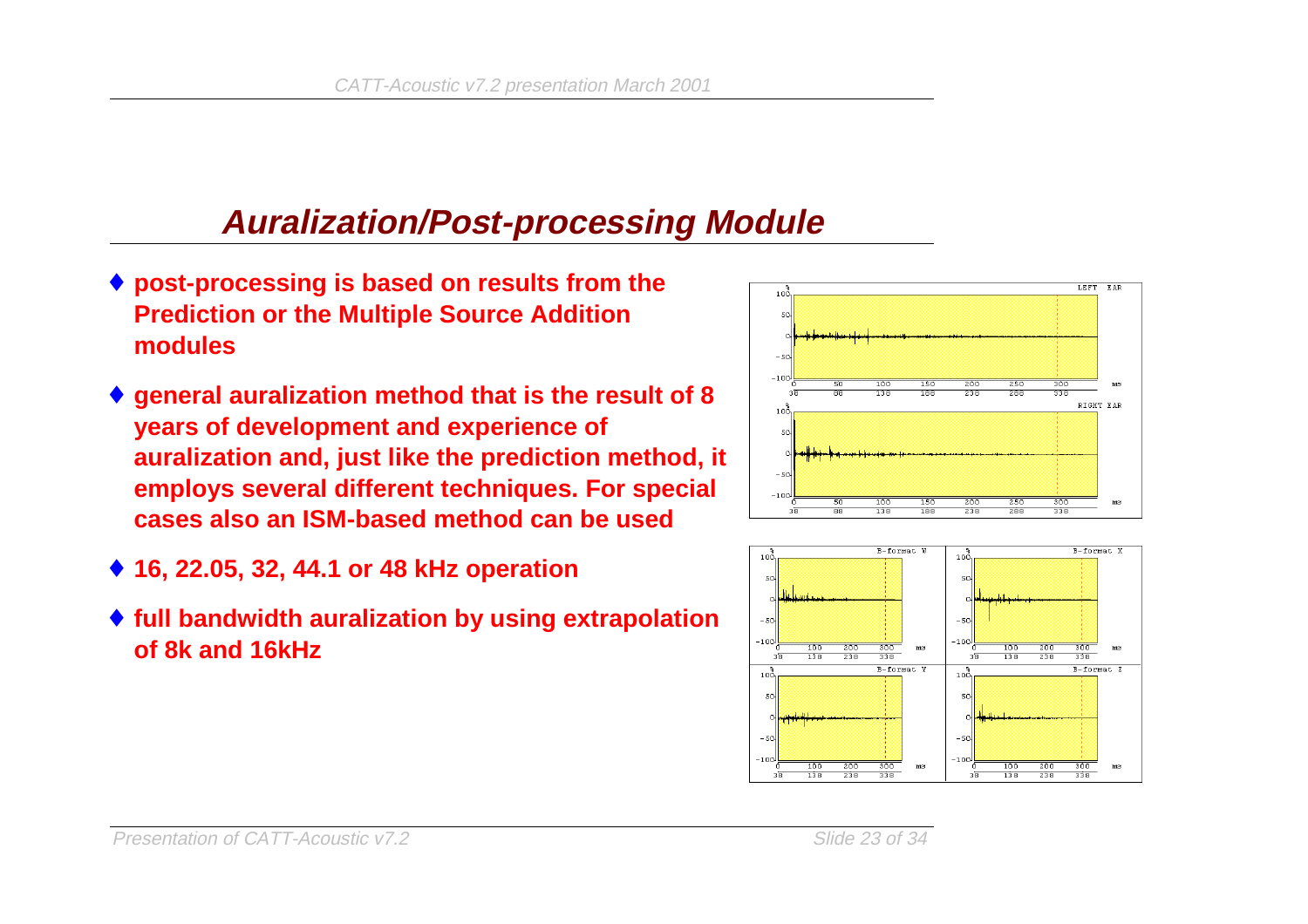## Auralization/Post-processing Module

- post-processing is based on results from the Prediction or the Multiple Source Addition modules
- general auralization method that is the result of 8 years of development and experience of auralization and, just like the prediction method, it employs several different techniques. For special cases also an ISM-based method can be used
- 16, 22.05, 32, 44.1 or 48 kHz operation
- full bandwidth auralization by using extrapolation of 8k and 16kHz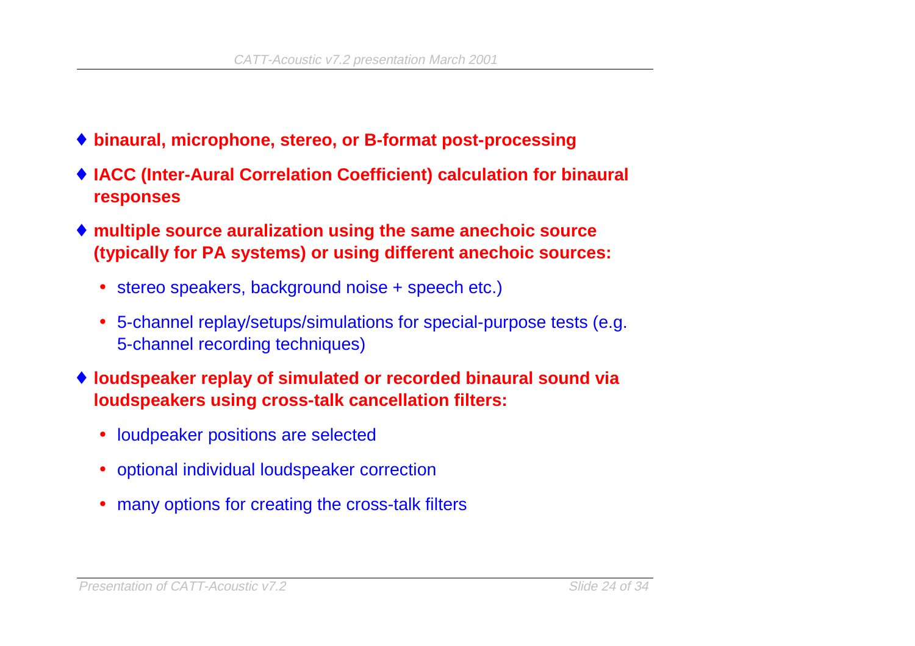- **binaural, microphone, stereo, or B-format post-processing**
- **IACC (Inter-Aural Correlation Coefficient) calculation for binaural responses**
- **multiple source auralization using the same anechoic source (typically for PA systems) or using different anechoic sources:**
  - stereo speakers, background noise + speech etc.)
  - 5-channel replay/setups/simulations for special-purpose tests (e.g. 5-channel recording techniques)
- **loudspeaker replay of simulated or recorded binaural sound via loudspeakers using cross-talk cancellation filters:**
  - loudpeaker positions are selected
  - optional individual loudspeaker correction
  - many options for creating the cross-talk filters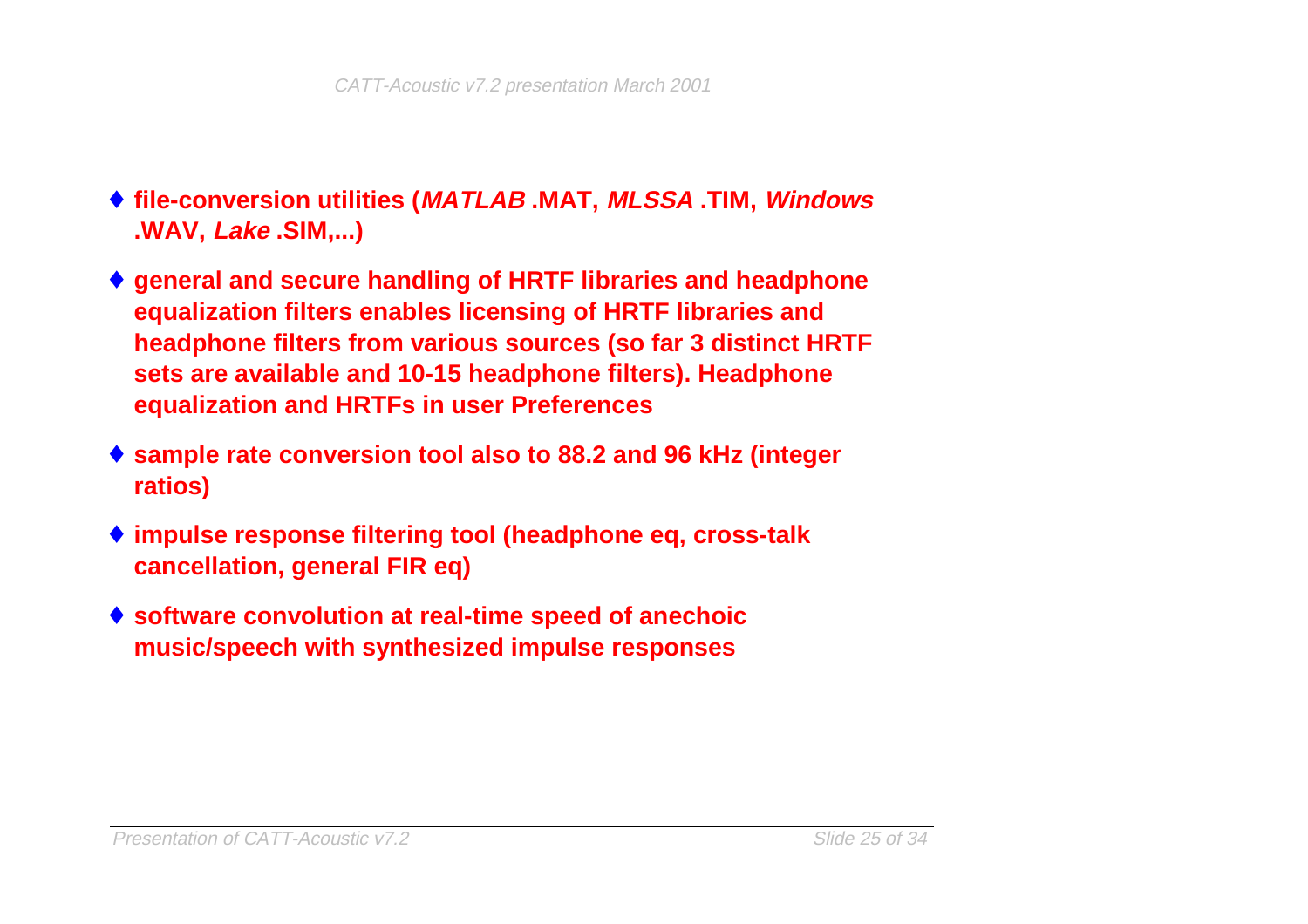- **file-conversion utilities (*MATLAB* .MAT, *MLSSA* .TIM, *Windows* .WAV, *Lake* .SIM,...)**
- **general and secure handling of HRTF libraries and headphone equalization filters enables licensing of HRTF libraries and headphone filters from various sources (so far 3 distinct HRTF sets are available and 10-15 headphone filters). Headphone equalization and HRTFs in user Preferences**
- **sample rate conversion tool also to 88.2 and 96 kHz (integer ratios)**
- **impulse response filtering tool (headphone eq, cross-talk cancellation, general FIR eq)**
- **software convolution at real-time speed of anechoic music/speech with synthesized impulse responses**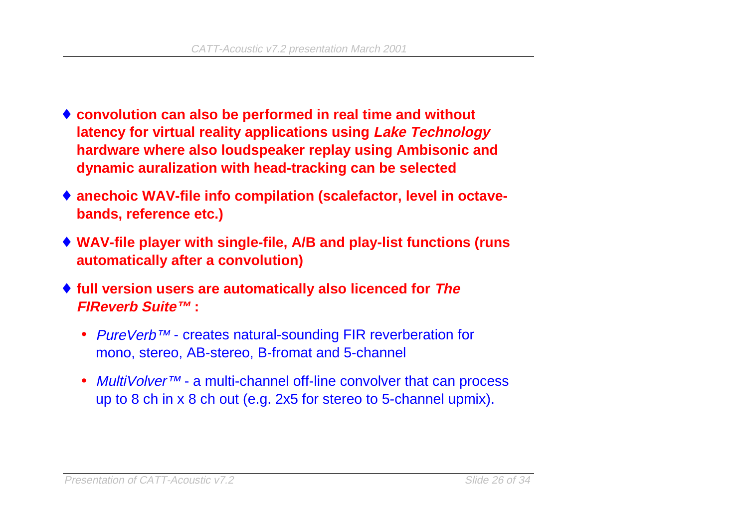- **convolution can also be performed in real time and without latency for virtual reality applications using *Lake Technology* hardware where also loudspeaker replay using Ambisonic and dynamic auralization with head-tracking can be selected**

- **anechoic WAV-file info compilation (scalefactor, level in octave-bands, reference etc.)**

- **WAV-file player with single-file, A/B and play-list functions (runs automatically after a convolution)**

- **full version users are automatically also licenced for *The FIReverb Suite™* :**

  - *PureVerb™* - creates natural-sounding FIR reverberation for mono, stereo, AB-stereo, B-fromat and 5-channel

  - *MultiVolver™* - a multi-channel off-line convolver that can process up to 8 ch in x 8 ch out (e.g. 2x5 for stereo to 5-channel upmix).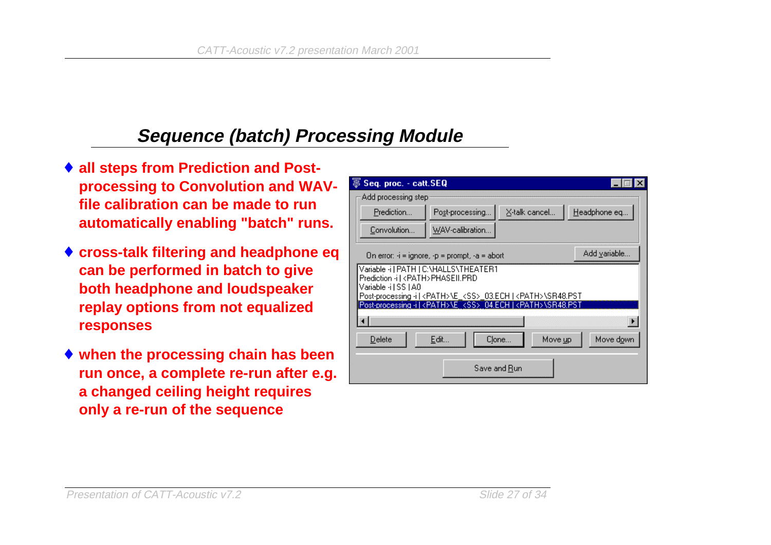## Sequence (batch) Processing Module

- all steps from Prediction and Post-processing to Convolution and WAV-file calibration can be made to run automatically enabling "batch" runs.
- cross-talk filtering and headphone eq can be performed in batch to give both headphone and loudspeaker replay options from not equalized responses
- when the processing chain has been run once, a complete re-run after e.g. a changed ceiling height requires only a re-run of the sequence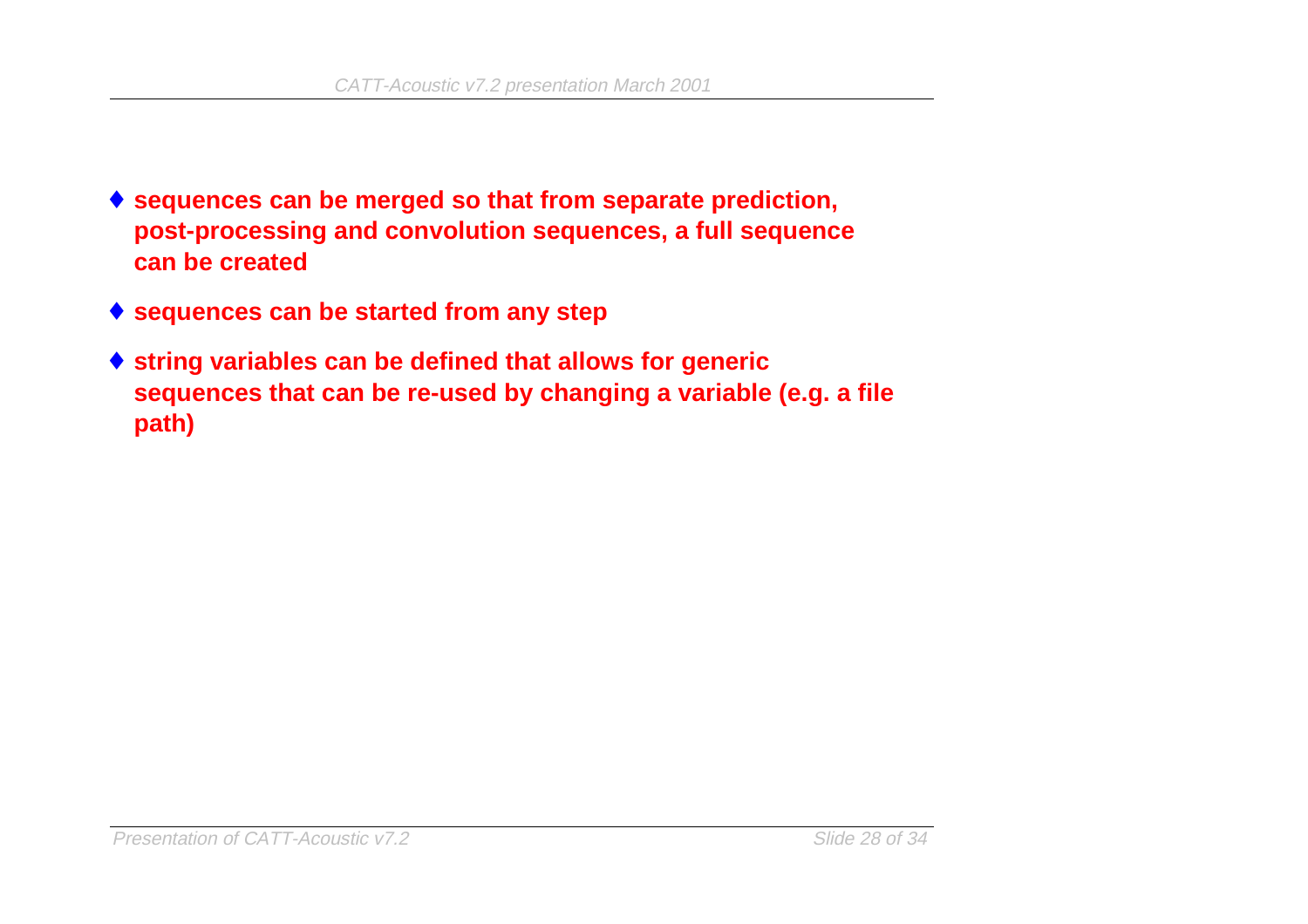- **sequences can be merged so that from separate prediction, post-processing and convolution sequences, a full sequence can be created**
- **sequences can be started from any step**
- **string variables can be defined that allows for generic sequences that can be re-used by changing a variable (e.g. a file path)**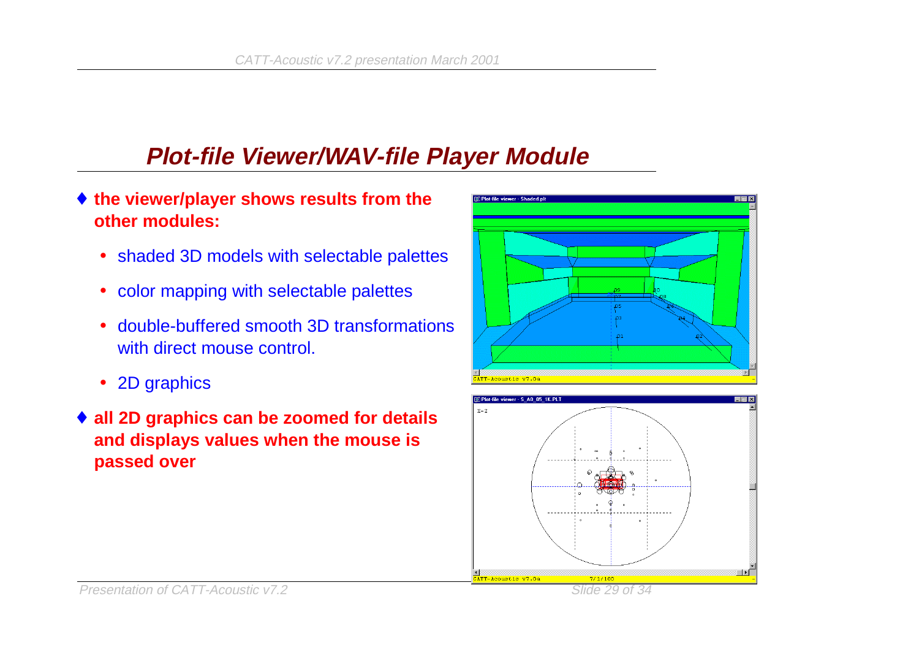# Plot-file Viewer/WAV-file Player Module

- **the viewer/player shows results from the other modules:**
  - shaded 3D models with selectable palettes
  - color mapping with selectable palettes
  - double-buffered smooth 3D transformations with direct mouse control.
  - 2D graphics
- **all 2D graphics can be zoomed for details and displays values when the mouse is passed over**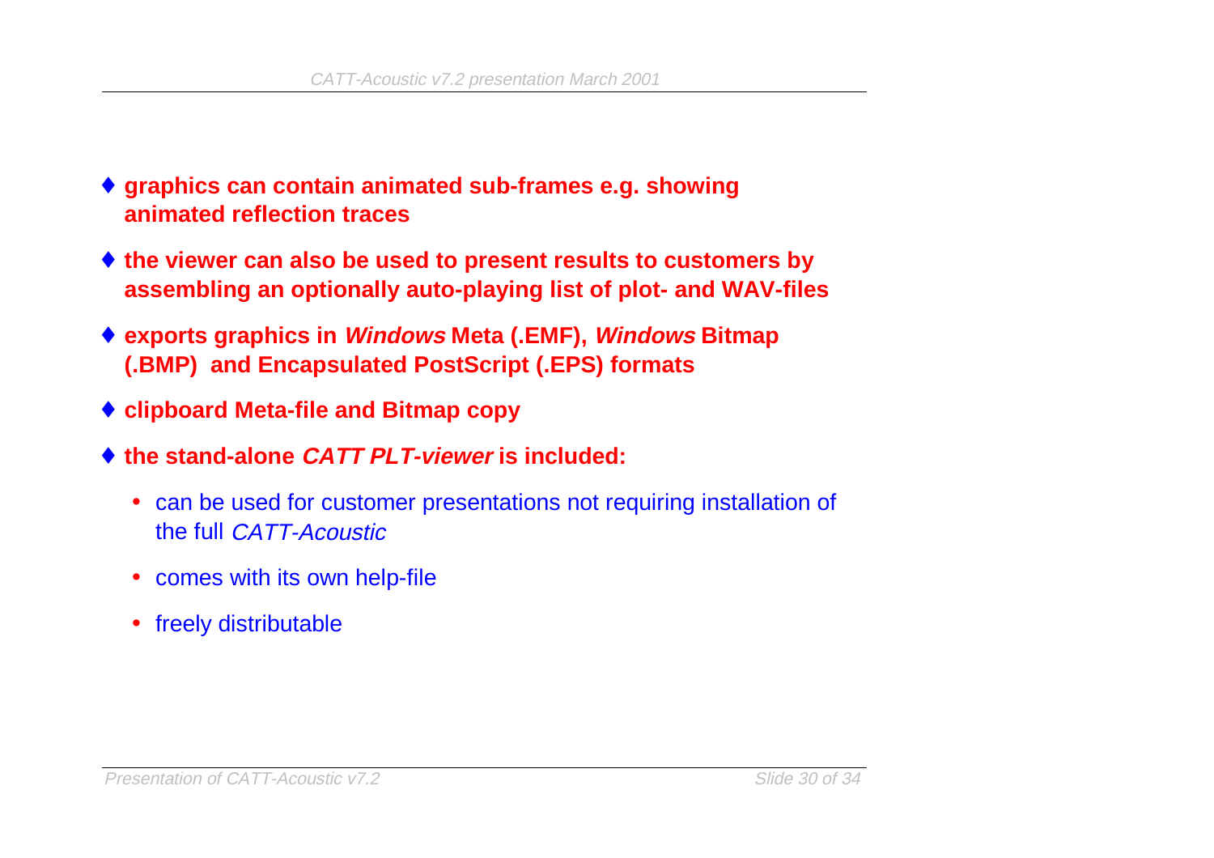- **graphics can contain animated sub-frames e.g. showing animated reflection traces**
- **the viewer can also be used to present results to customers by assembling an optionally auto-playing list of plot- and WAV-files**
- **exports graphics in *Windows* Meta (.EMF), *Windows* Bitmap (.BMP) and Encapsulated PostScript (.EPS) formats**
- **clipboard Meta-file and Bitmap copy**
- **the stand-alone *CATT PLT-viewer* is included:**
  - can be used for customer presentations not requiring installation of the full *CATT-Acoustic*
  - comes with its own help-file
  - freely distributable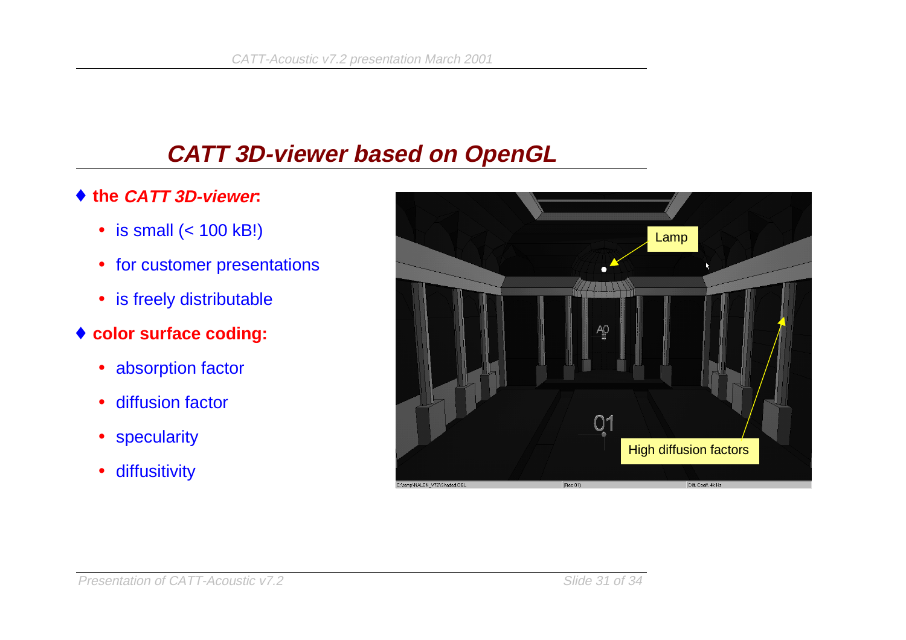# CATT 3D-viewer based on OpenGL

- ♦ **the *CATT 3D-viewer*:**
  - is small (< 100 kB!)
  - for customer presentations
  - is freely distributable
- ♦ **color surface coding:**
  - absorption factor
  - diffusion factor
  - specularity
  - diffusitivity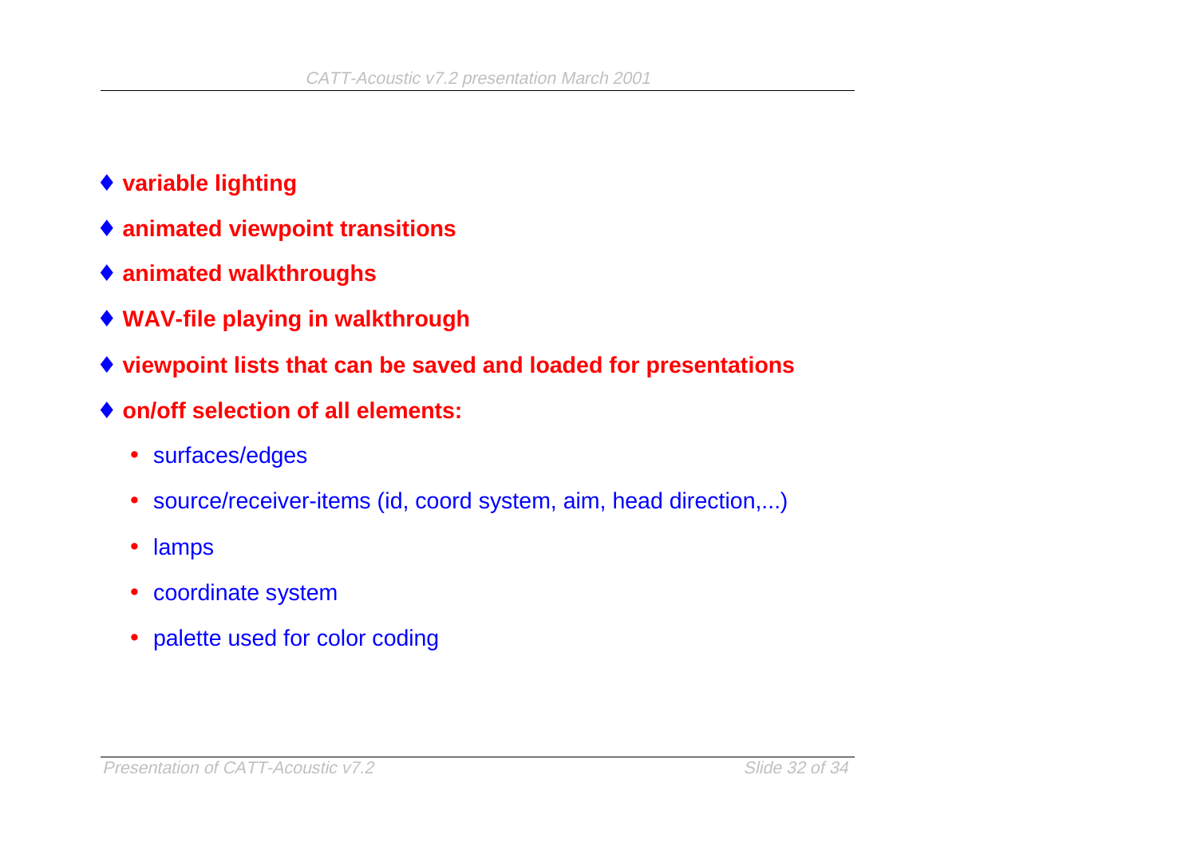- **variable lighting**
- **animated viewpoint transitions**
- **animated walkthroughs**
- **WAV-file playing in walkthrough**
- **viewpoint lists that can be saved and loaded for presentations**
- **on/off selection of all elements:**
  - surfaces/edges
  - source/receiver-items (id, coord system, aim, head direction,...)
  - lamps
  - coordinate system
  - palette used for color coding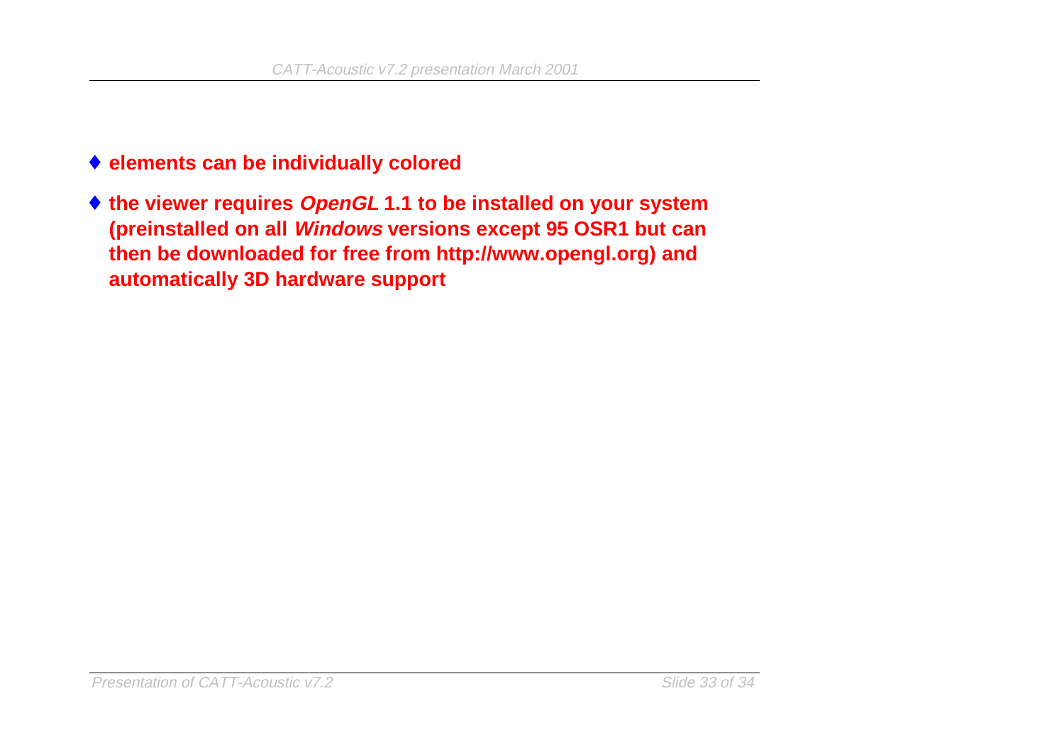- **elements can be individually colored**
- **the viewer requires *OpenGL* 1.1 to be installed on your system (preinstalled on all *Windows* versions except 95 OSR1 but can then be downloaded for free from http://www.opengl.org) and automatically 3D hardware support**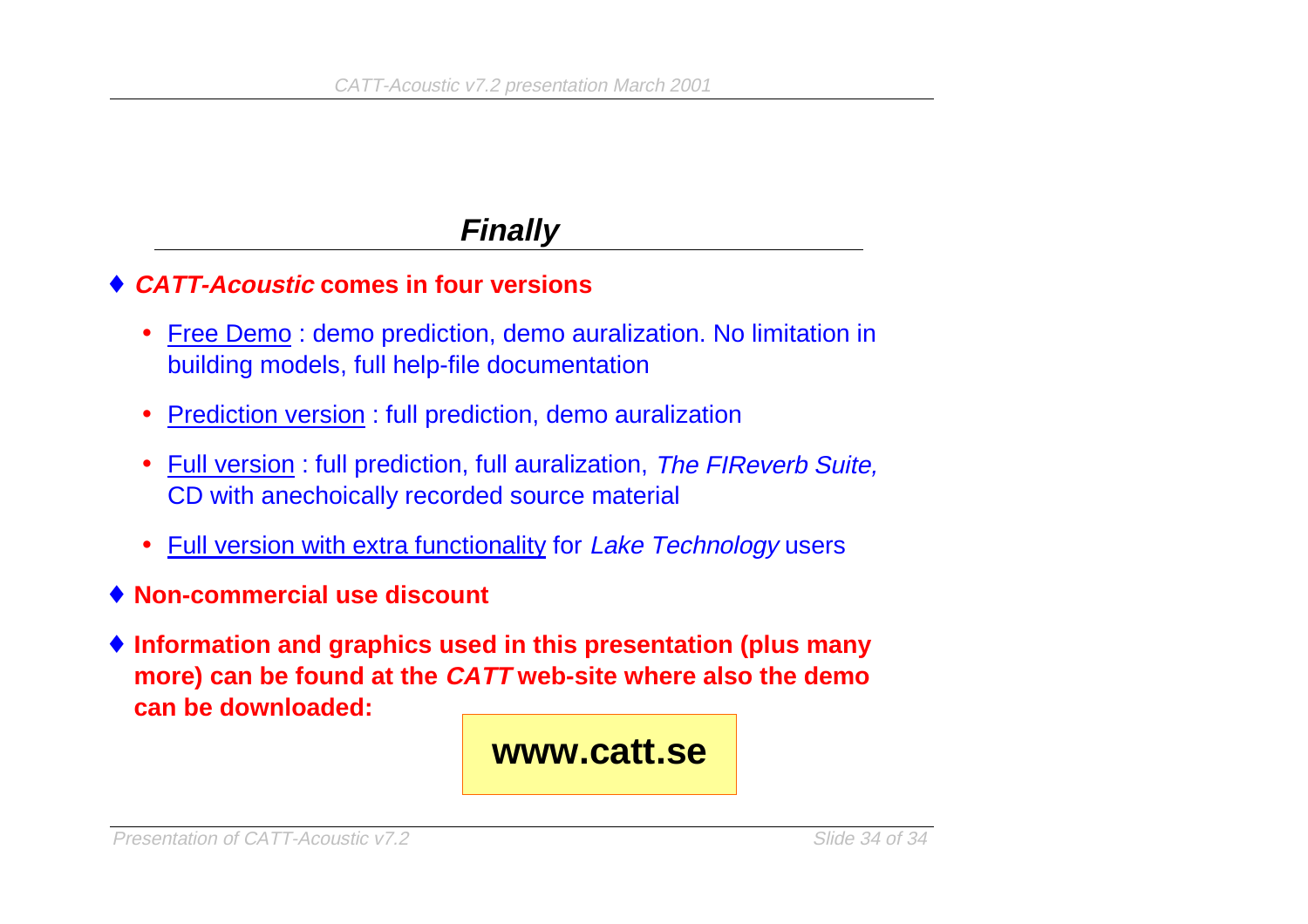## *Finally*

- ***CATT-Acoustic* comes in four versions**
  - Free Demo : demo prediction, demo auralization. No limitation in building models, full help-file documentation
  - Prediction version : full prediction, demo auralization
  - Full version : full prediction, full auralization, *The FIReverb Suite,* CD with anechoically recorded source material
  - Full version with extra functionality for *Lake Technology* users
- **Non-commercial use discount**
- **Information and graphics used in this presentation (plus many more) can be found at the *CATT* web-site where also the demo can be downloaded:**

**www.catt.se**